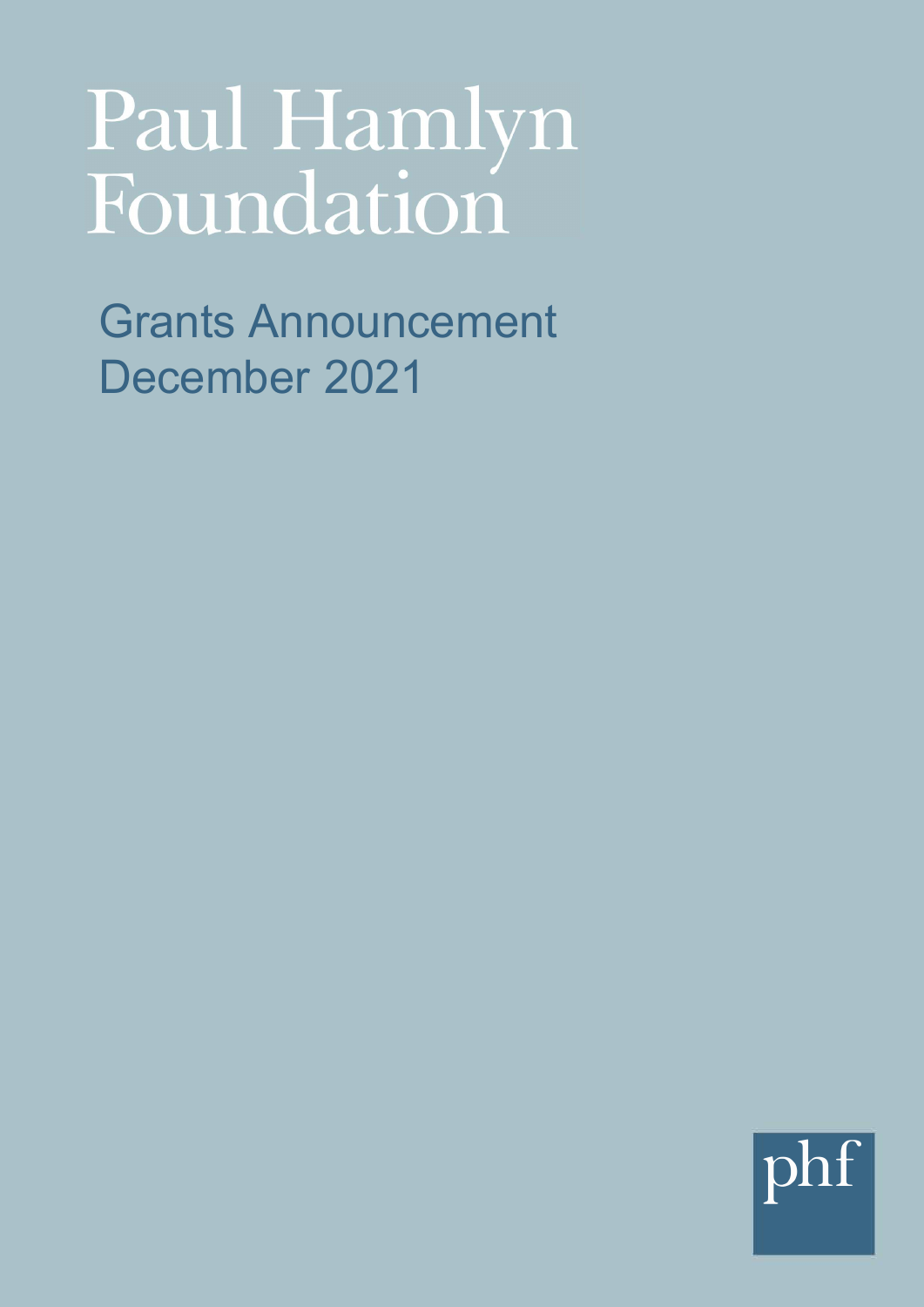# Paul Hamlyn Foundation

## Grants Announcement
## December 2021

phf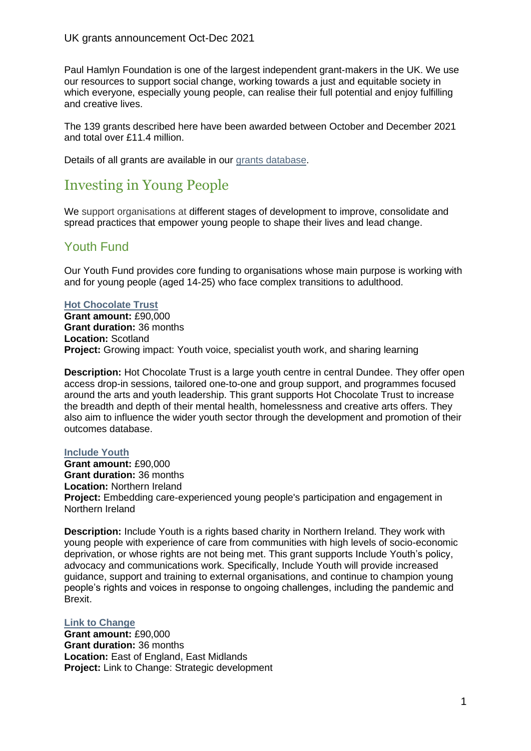Paul Hamlyn Foundation is one of the largest independent grant-makers in the UK. We use our resources to support social change, working towards a just and equitable society in which everyone, especially young people, can realise their full potential and enjoy fulfilling and creative lives.

The 139 grants described here have been awarded between October and December 2021 and total over £11.4 million.

Details of all grants are available in our [grants database](grants database).

# Investing in Young People

We support organisations at different stages of development to improve, consolidate and spread practices that empower young people to shape their lives and lead change.

## Youth Fund

Our Youth Fund provides core funding to organisations whose main purpose is working with and for young people (aged 14-25) who face complex transitions to adulthood.

### Hot Chocolate Trust

**Grant amount:** £90,000
**Grant duration:** 36 months
**Location:** Scotland
**Project:** Growing impact: Youth voice, specialist youth work, and sharing learning

**Description:** Hot Chocolate Trust is a large youth centre in central Dundee. They offer open access drop-in sessions, tailored one-to-one and group support, and programmes focused around the arts and youth leadership. This grant supports Hot Chocolate Trust to increase the breadth and depth of their mental health, homelessness and creative arts offers. They also aim to influence the wider youth sector through the development and promotion of their outcomes database.

### Include Youth

**Grant amount:** £90,000
**Grant duration:** 36 months
**Location:** Northern Ireland
**Project:** Embedding care-experienced young people's participation and engagement in Northern Ireland

**Description:** Include Youth is a rights based charity in Northern Ireland. They work with young people with experience of care from communities with high levels of socio-economic deprivation, or whose rights are not being met. This grant supports Include Youth's policy, advocacy and communications work. Specifically, Include Youth will provide increased guidance, support and training to external organisations, and continue to champion young people's rights and voices in response to ongoing challenges, including the pandemic and Brexit.

### Link to Change

**Grant amount:** £90,000
**Grant duration:** 36 months
**Location:** East of England, East Midlands
**Project:** Link to Change: Strategic development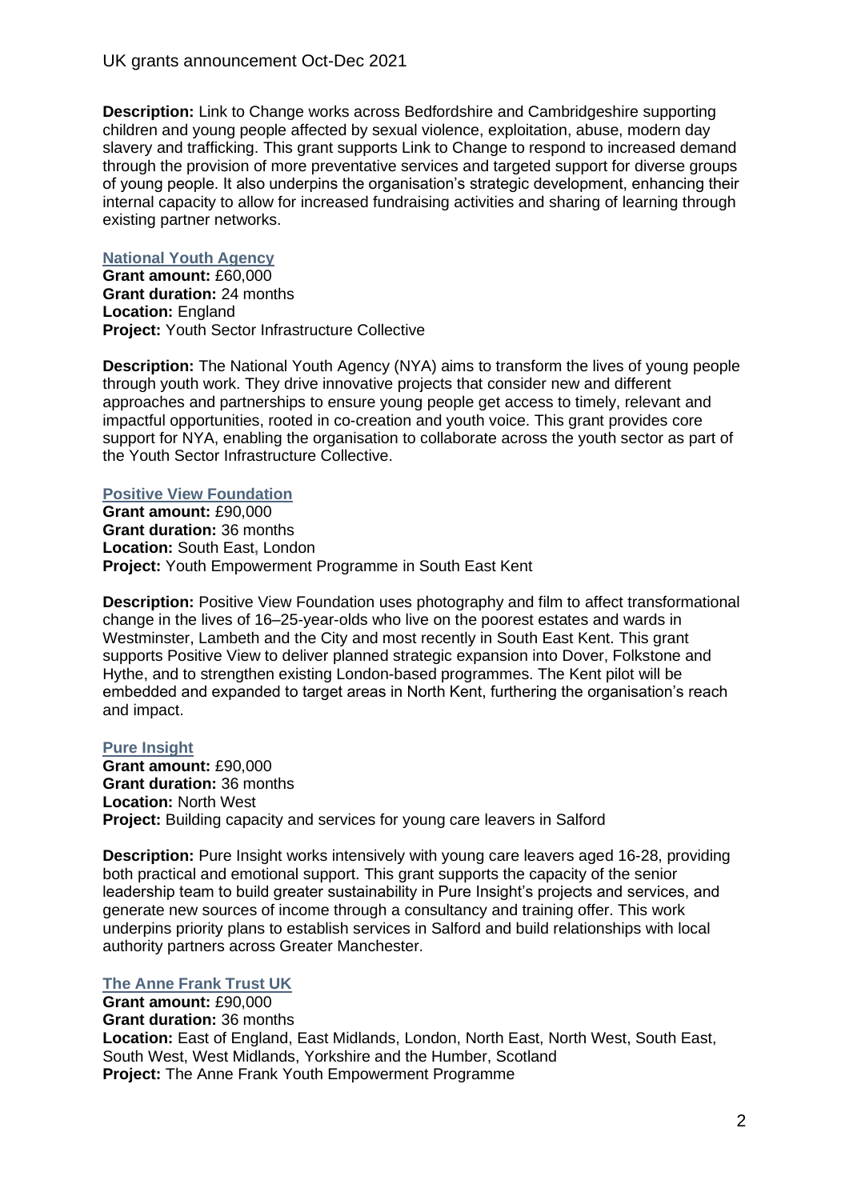**Description:** Link to Change works across Bedfordshire and Cambridgeshire supporting children and young people affected by sexual violence, exploitation, abuse, modern day slavery and trafficking. This grant supports Link to Change to respond to increased demand through the provision of more preventative services and targeted support for diverse groups of young people. It also underpins the organisation's strategic development, enhancing their internal capacity to allow for increased fundraising activities and sharing of learning through existing partner networks.

### National Youth Agency

**Grant amount:** £60,000
**Grant duration:** 24 months
**Location:** England
**Project:** Youth Sector Infrastructure Collective

**Description:** The National Youth Agency (NYA) aims to transform the lives of young people through youth work. They drive innovative projects that consider new and different approaches and partnerships to ensure young people get access to timely, relevant and impactful opportunities, rooted in co-creation and youth voice. This grant provides core support for NYA, enabling the organisation to collaborate across the youth sector as part of the Youth Sector Infrastructure Collective.

### Positive View Foundation

**Grant amount:** £90,000
**Grant duration:** 36 months
**Location:** South East, London
**Project:** Youth Empowerment Programme in South East Kent

**Description:** Positive View Foundation uses photography and film to affect transformational change in the lives of 16–25-year-olds who live on the poorest estates and wards in Westminster, Lambeth and the City and most recently in South East Kent. This grant supports Positive View to deliver planned strategic expansion into Dover, Folkstone and Hythe, and to strengthen existing London-based programmes. The Kent pilot will be embedded and expanded to target areas in North Kent, furthering the organisation's reach and impact.

### Pure Insight

**Grant amount:** £90,000
**Grant duration:** 36 months
**Location:** North West
**Project:** Building capacity and services for young care leavers in Salford

**Description:** Pure Insight works intensively with young care leavers aged 16-28, providing both practical and emotional support. This grant supports the capacity of the senior leadership team to build greater sustainability in Pure Insight's projects and services, and generate new sources of income through a consultancy and training offer. This work underpins priority plans to establish services in Salford and build relationships with local authority partners across Greater Manchester.

### The Anne Frank Trust UK

**Grant amount:** £90,000
**Grant duration:** 36 months
**Location:** East of England, East Midlands, London, North East, North West, South East, South West, West Midlands, Yorkshire and the Humber, Scotland
**Project:** The Anne Frank Youth Empowerment Programme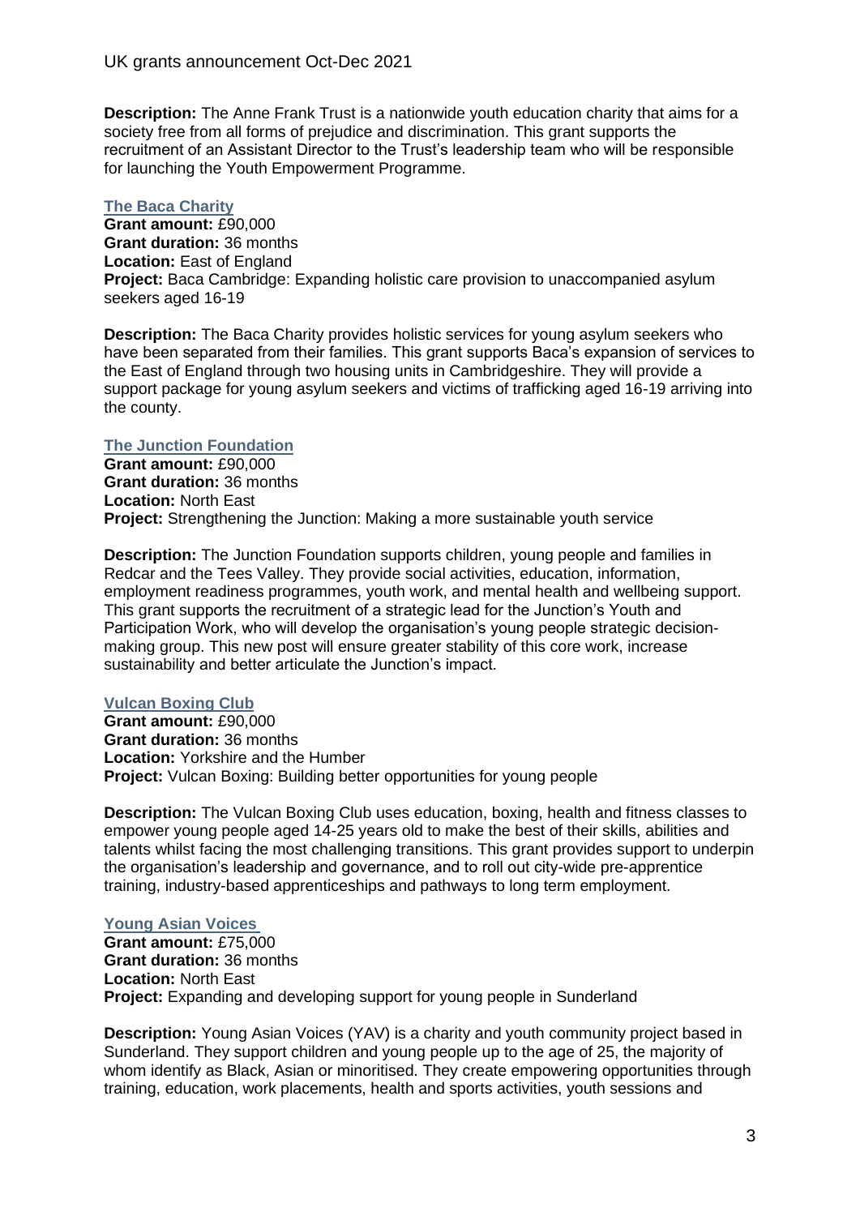**Description:** The Anne Frank Trust is a nationwide youth education charity that aims for a society free from all forms of prejudice and discrimination. This grant supports the recruitment of an Assistant Director to the Trust's leadership team who will be responsible for launching the Youth Empowerment Programme.

### The Baca Charity

**Grant amount:** £90,000
**Grant duration:** 36 months
**Location:** East of England
**Project:** Baca Cambridge: Expanding holistic care provision to unaccompanied asylum seekers aged 16-19

**Description:** The Baca Charity provides holistic services for young asylum seekers who have been separated from their families. This grant supports Baca's expansion of services to the East of England through two housing units in Cambridgeshire. They will provide a support package for young asylum seekers and victims of trafficking aged 16-19 arriving into the county.

### The Junction Foundation

**Grant amount:** £90,000
**Grant duration:** 36 months
**Location:** North East
**Project:** Strengthening the Junction: Making a more sustainable youth service

**Description:** The Junction Foundation supports children, young people and families in Redcar and the Tees Valley. They provide social activities, education, information, employment readiness programmes, youth work, and mental health and wellbeing support. This grant supports the recruitment of a strategic lead for the Junction's Youth and Participation Work, who will develop the organisation's young people strategic decision-making group. This new post will ensure greater stability of this core work, increase sustainability and better articulate the Junction's impact.

### Vulcan Boxing Club

**Grant amount:** £90,000
**Grant duration:** 36 months
**Location:** Yorkshire and the Humber
**Project:** Vulcan Boxing: Building better opportunities for young people

**Description:** The Vulcan Boxing Club uses education, boxing, health and fitness classes to empower young people aged 14-25 years old to make the best of their skills, abilities and talents whilst facing the most challenging transitions. This grant provides support to underpin the organisation's leadership and governance, and to roll out city-wide pre-apprentice training, industry-based apprenticeships and pathways to long term employment.

### Young Asian Voices

**Grant amount:** £75,000
**Grant duration:** 36 months
**Location:** North East
**Project:** Expanding and developing support for young people in Sunderland

**Description:** Young Asian Voices (YAV) is a charity and youth community project based in Sunderland. They support children and young people up to the age of 25, the majority of whom identify as Black, Asian or minoritised. They create empowering opportunities through training, education, work placements, health and sports activities, youth sessions and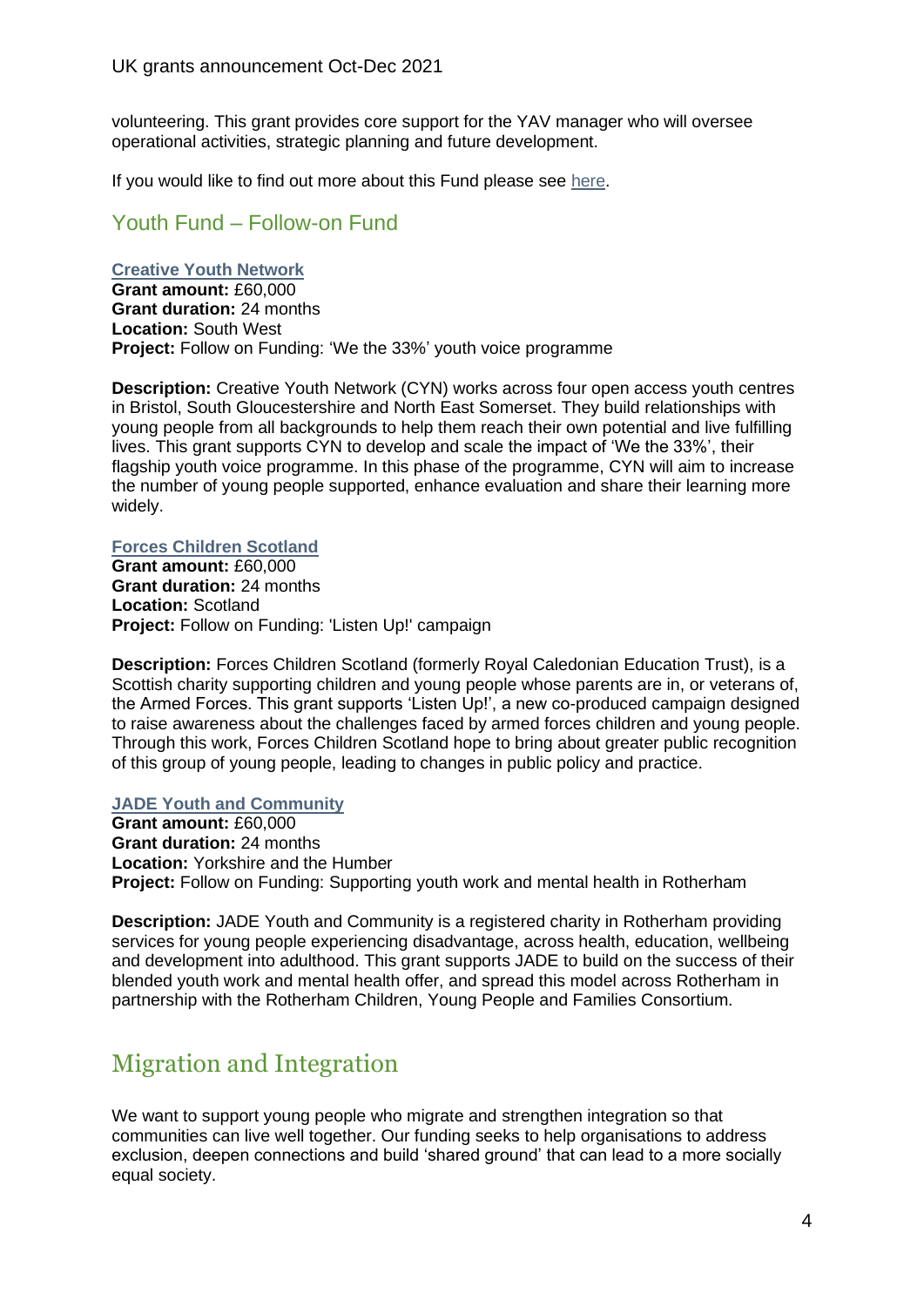volunteering. This grant provides core support for the YAV manager who will oversee operational activities, strategic planning and future development.

If you would like to find out more about this Fund please see here.

## Youth Fund – Follow-on Fund

**Creative Youth Network**
**Grant amount:** £60,000
**Grant duration:** 24 months
**Location:** South West
**Project:** Follow on Funding: 'We the 33%' youth voice programme

**Description:** Creative Youth Network (CYN) works across four open access youth centres in Bristol, South Gloucestershire and North East Somerset. They build relationships with young people from all backgrounds to help them reach their own potential and live fulfilling lives. This grant supports CYN to develop and scale the impact of 'We the 33%', their flagship youth voice programme. In this phase of the programme, CYN will aim to increase the number of young people supported, enhance evaluation and share their learning more widely.

**Forces Children Scotland**
**Grant amount:** £60,000
**Grant duration:** 24 months
**Location:** Scotland
**Project:** Follow on Funding: 'Listen Up!' campaign

**Description:** Forces Children Scotland (formerly Royal Caledonian Education Trust), is a Scottish charity supporting children and young people whose parents are in, or veterans of, the Armed Forces. This grant supports 'Listen Up!', a new co-produced campaign designed to raise awareness about the challenges faced by armed forces children and young people. Through this work, Forces Children Scotland hope to bring about greater public recognition of this group of young people, leading to changes in public policy and practice.

**JADE Youth and Community**
**Grant amount:** £60,000
**Grant duration:** 24 months
**Location:** Yorkshire and the Humber
**Project:** Follow on Funding: Supporting youth work and mental health in Rotherham

**Description:** JADE Youth and Community is a registered charity in Rotherham providing services for young people experiencing disadvantage, across health, education, wellbeing and development into adulthood. This grant supports JADE to build on the success of their blended youth work and mental health offer, and spread this model across Rotherham in partnership with the Rotherham Children, Young People and Families Consortium.

# Migration and Integration

We want to support young people who migrate and strengthen integration so that communities can live well together. Our funding seeks to help organisations to address exclusion, deepen connections and build 'shared ground' that can lead to a more socially equal society.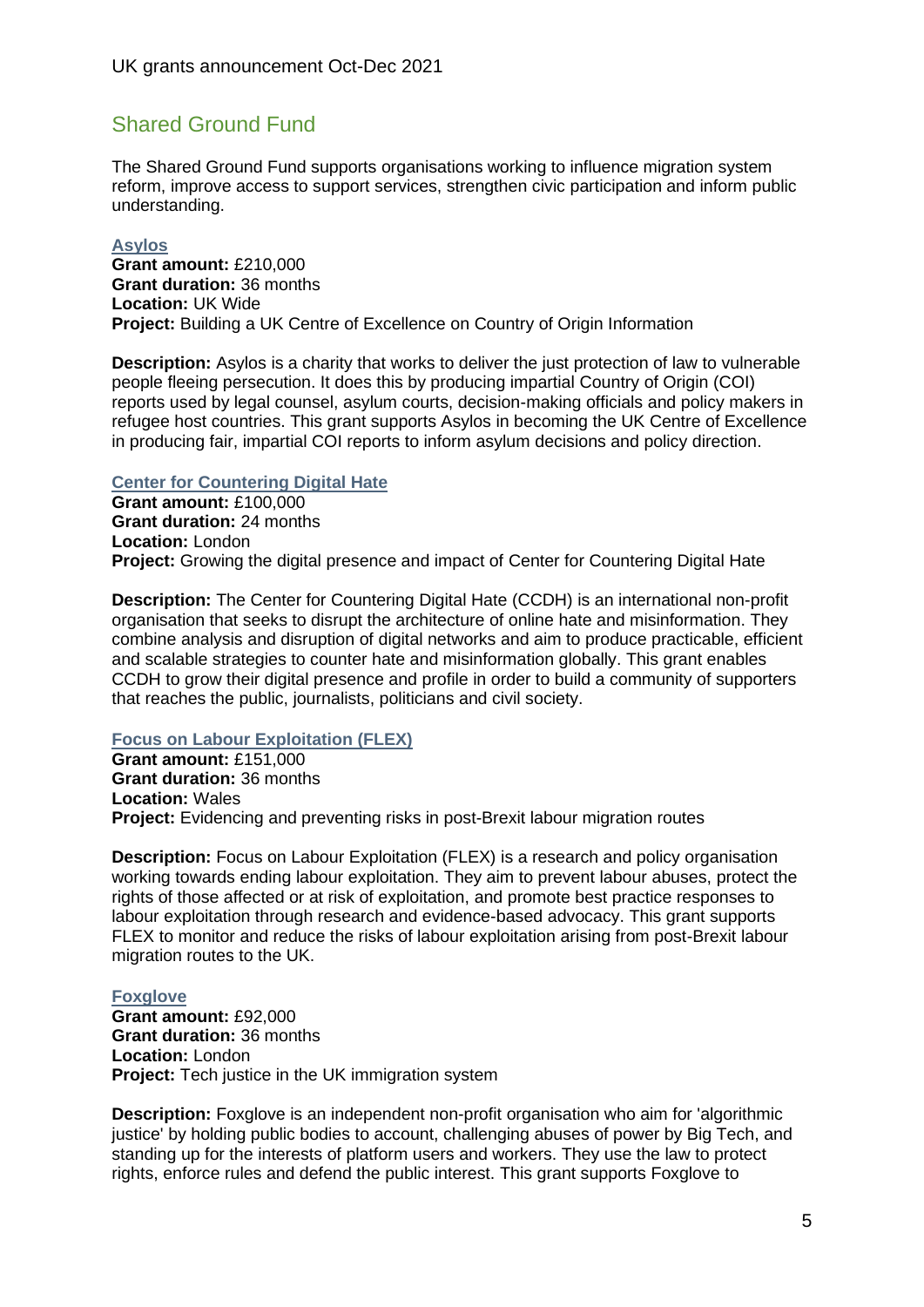## Shared Ground Fund

The Shared Ground Fund supports organisations working to influence migration system reform, improve access to support services, strengthen civic participation and inform public understanding.

### Asylos

**Grant amount:** £210,000
**Grant duration:** 36 months
**Location:** UK Wide
**Project:** Building a UK Centre of Excellence on Country of Origin Information

**Description:** Asylos is a charity that works to deliver the just protection of law to vulnerable people fleeing persecution. It does this by producing impartial Country of Origin (COI) reports used by legal counsel, asylum courts, decision-making officials and policy makers in refugee host countries. This grant supports Asylos in becoming the UK Centre of Excellence in producing fair, impartial COI reports to inform asylum decisions and policy direction.

### Center for Countering Digital Hate

**Grant amount:** £100,000
**Grant duration:** 24 months
**Location:** London
**Project:** Growing the digital presence and impact of Center for Countering Digital Hate

**Description:** The Center for Countering Digital Hate (CCDH) is an international non-profit organisation that seeks to disrupt the architecture of online hate and misinformation. They combine analysis and disruption of digital networks and aim to produce practicable, efficient and scalable strategies to counter hate and misinformation globally. This grant enables CCDH to grow their digital presence and profile in order to build a community of supporters that reaches the public, journalists, politicians and civil society.

### Focus on Labour Exploitation (FLEX)

**Grant amount:** £151,000
**Grant duration:** 36 months
**Location:** Wales
**Project:** Evidencing and preventing risks in post-Brexit labour migration routes

**Description:** Focus on Labour Exploitation (FLEX) is a research and policy organisation working towards ending labour exploitation. They aim to prevent labour abuses, protect the rights of those affected or at risk of exploitation, and promote best practice responses to labour exploitation through research and evidence-based advocacy. This grant supports FLEX to monitor and reduce the risks of labour exploitation arising from post-Brexit labour migration routes to the UK.

### Foxglove

**Grant amount:** £92,000
**Grant duration:** 36 months
**Location:** London
**Project:** Tech justice in the UK immigration system

**Description:** Foxglove is an independent non-profit organisation who aim for 'algorithmic justice' by holding public bodies to account, challenging abuses of power by Big Tech, and standing up for the interests of platform users and workers. They use the law to protect rights, enforce rules and defend the public interest. This grant supports Foxglove to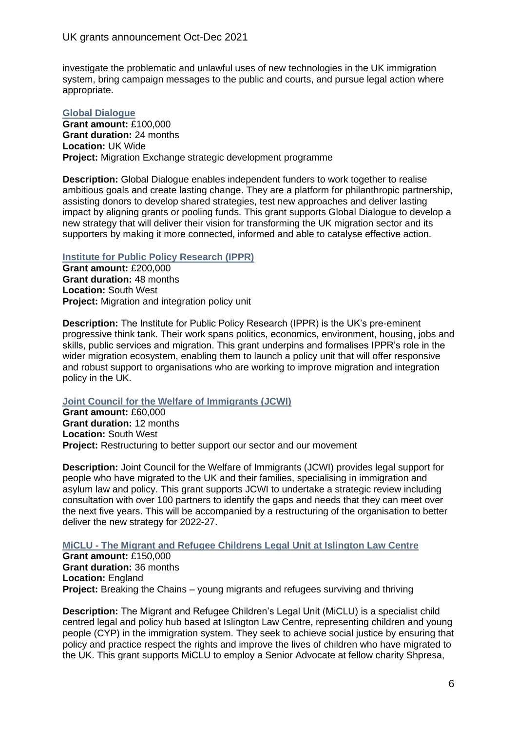investigate the problematic and unlawful uses of new technologies in the UK immigration system, bring campaign messages to the public and courts, and pursue legal action where appropriate.

### Global Dialogue

**Grant amount:** £100,000
**Grant duration:** 24 months
**Location:** UK Wide
**Project:** Migration Exchange strategic development programme

**Description:** Global Dialogue enables independent funders to work together to realise ambitious goals and create lasting change. They are a platform for philanthropic partnership, assisting donors to develop shared strategies, test new approaches and deliver lasting impact by aligning grants or pooling funds. This grant supports Global Dialogue to develop a new strategy that will deliver their vision for transforming the UK migration sector and its supporters by making it more connected, informed and able to catalyse effective action.

### Institute for Public Policy Research (IPPR)

**Grant amount:** £200,000
**Grant duration:** 48 months
**Location:** South West
**Project:** Migration and integration policy unit

**Description:** The Institute for Public Policy Research (IPPR) is the UK's pre-eminent progressive think tank. Their work spans politics, economics, environment, housing, jobs and skills, public services and migration. This grant underpins and formalises IPPR's role in the wider migration ecosystem, enabling them to launch a policy unit that will offer responsive and robust support to organisations who are working to improve migration and integration policy in the UK.

### Joint Council for the Welfare of Immigrants (JCWI)

**Grant amount:** £60,000
**Grant duration:** 12 months
**Location:** South West
**Project:** Restructuring to better support our sector and our movement

**Description:** Joint Council for the Welfare of Immigrants (JCWI) provides legal support for people who have migrated to the UK and their families, specialising in immigration and asylum law and policy. This grant supports JCWI to undertake a strategic review including consultation with over 100 partners to identify the gaps and needs that they can meet over the next five years. This will be accompanied by a restructuring of the organisation to better deliver the new strategy for 2022-27.

### MiCLU - The Migrant and Refugee Childrens Legal Unit at Islington Law Centre

**Grant amount:** £150,000
**Grant duration:** 36 months
**Location:** England
**Project:** Breaking the Chains – young migrants and refugees surviving and thriving

**Description:** The Migrant and Refugee Children's Legal Unit (MiCLU) is a specialist child centred legal and policy hub based at Islington Law Centre, representing children and young people (CYP) in the immigration system. They seek to achieve social justice by ensuring that policy and practice respect the rights and improve the lives of children who have migrated to the UK. This grant supports MiCLU to employ a Senior Advocate at fellow charity Shpresa,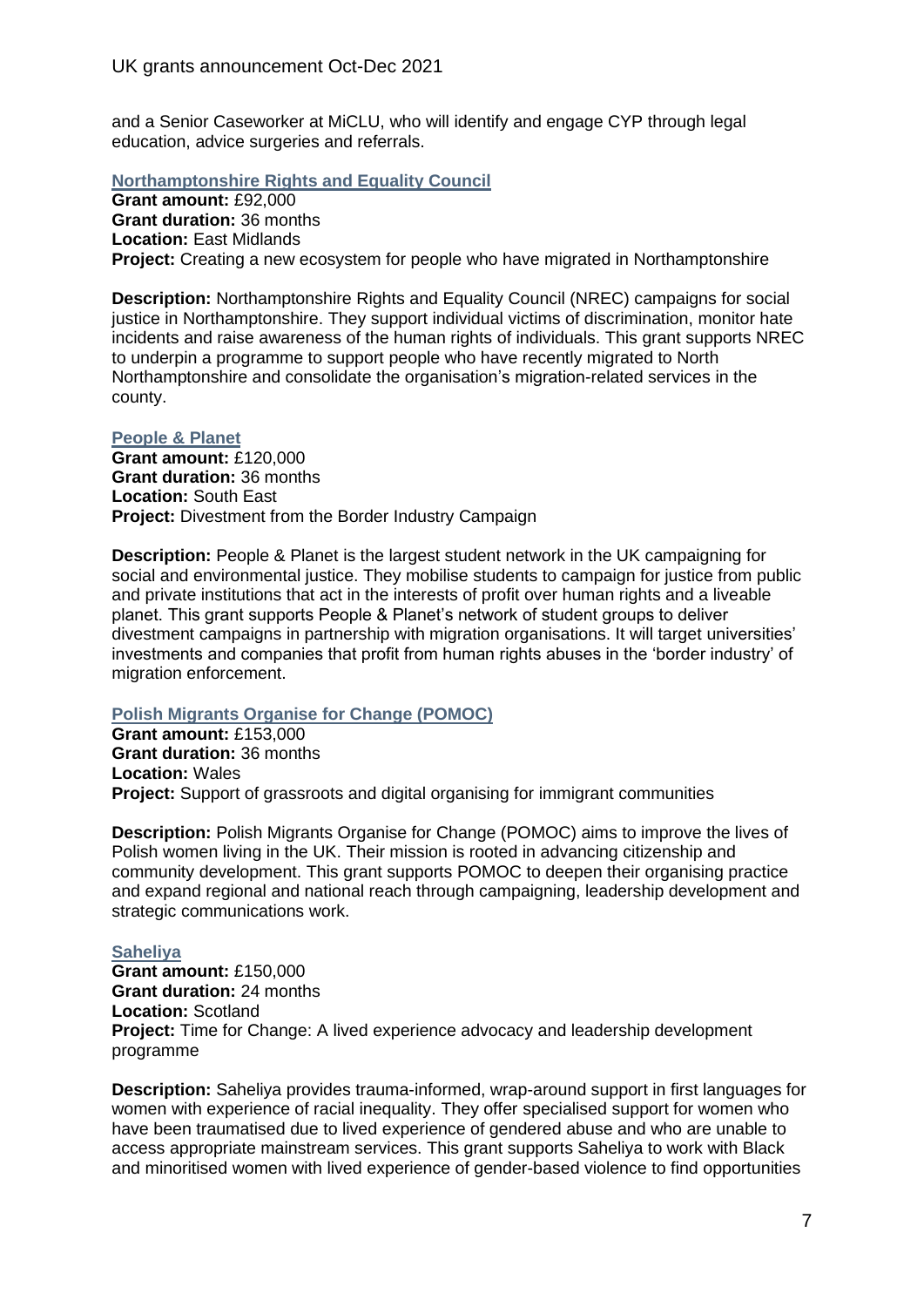and a Senior Caseworker at MiCLU, who will identify and engage CYP through legal education, advice surgeries and referrals.

### Northamptonshire Rights and Equality Council

**Grant amount:** £92,000
**Grant duration:** 36 months
**Location:** East Midlands
**Project:** Creating a new ecosystem for people who have migrated in Northamptonshire

**Description:** Northamptonshire Rights and Equality Council (NREC) campaigns for social justice in Northamptonshire. They support individual victims of discrimination, monitor hate incidents and raise awareness of the human rights of individuals. This grant supports NREC to underpin a programme to support people who have recently migrated to North Northamptonshire and consolidate the organisation's migration-related services in the county.

### People & Planet

**Grant amount:** £120,000
**Grant duration:** 36 months
**Location:** South East
**Project:** Divestment from the Border Industry Campaign

**Description:** People & Planet is the largest student network in the UK campaigning for social and environmental justice. They mobilise students to campaign for justice from public and private institutions that act in the interests of profit over human rights and a liveable planet. This grant supports People & Planet's network of student groups to deliver divestment campaigns in partnership with migration organisations. It will target universities' investments and companies that profit from human rights abuses in the 'border industry' of migration enforcement.

### Polish Migrants Organise for Change (POMOC)

**Grant amount:** £153,000
**Grant duration:** 36 months
**Location:** Wales
**Project:** Support of grassroots and digital organising for immigrant communities

**Description:** Polish Migrants Organise for Change (POMOC) aims to improve the lives of Polish women living in the UK. Their mission is rooted in advancing citizenship and community development. This grant supports POMOC to deepen their organising practice and expand regional and national reach through campaigning, leadership development and strategic communications work.

### Saheliya

**Grant amount:** £150,000
**Grant duration:** 24 months
**Location:** Scotland
**Project:** Time for Change: A lived experience advocacy and leadership development programme

**Description:** Saheliya provides trauma-informed, wrap-around support in first languages for women with experience of racial inequality. They offer specialised support for women who have been traumatised due to lived experience of gendered abuse and who are unable to access appropriate mainstream services. This grant supports Saheliya to work with Black and minoritised women with lived experience of gender-based violence to find opportunities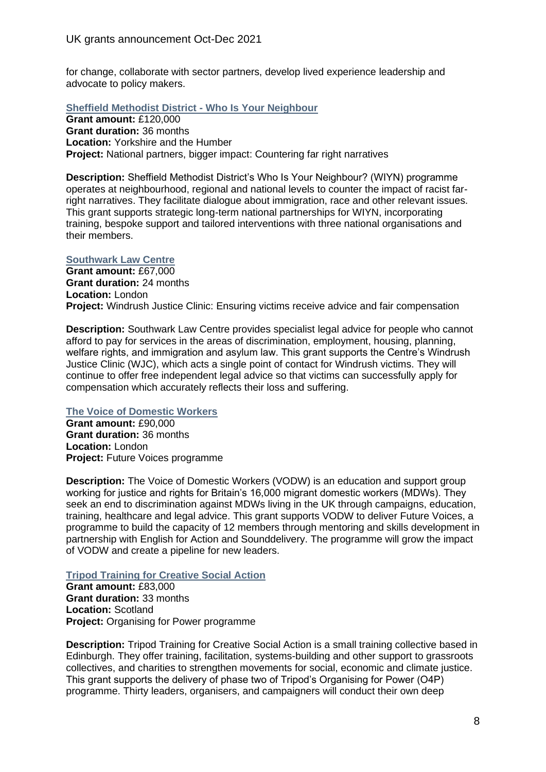for change, collaborate with sector partners, develop lived experience leadership and advocate to policy makers.

### Sheffield Methodist District - Who Is Your Neighbour

**Grant amount:** £120,000
**Grant duration:** 36 months
**Location:** Yorkshire and the Humber
**Project:** National partners, bigger impact: Countering far right narratives

**Description:** Sheffield Methodist District's Who Is Your Neighbour? (WIYN) programme operates at neighbourhood, regional and national levels to counter the impact of racist far-right narratives. They facilitate dialogue about immigration, race and other relevant issues. This grant supports strategic long-term national partnerships for WIYN, incorporating training, bespoke support and tailored interventions with three national organisations and their members.

### Southwark Law Centre

**Grant amount:** £67,000
**Grant duration:** 24 months
**Location:** London
**Project:** Windrush Justice Clinic: Ensuring victims receive advice and fair compensation

**Description:** Southwark Law Centre provides specialist legal advice for people who cannot afford to pay for services in the areas of discrimination, employment, housing, planning, welfare rights, and immigration and asylum law. This grant supports the Centre's Windrush Justice Clinic (WJC), which acts a single point of contact for Windrush victims. They will continue to offer free independent legal advice so that victims can successfully apply for compensation which accurately reflects their loss and suffering.

### The Voice of Domestic Workers

**Grant amount:** £90,000
**Grant duration:** 36 months
**Location:** London
**Project:** Future Voices programme

**Description:** The Voice of Domestic Workers (VODW) is an education and support group working for justice and rights for Britain's 16,000 migrant domestic workers (MDWs). They seek an end to discrimination against MDWs living in the UK through campaigns, education, training, healthcare and legal advice. This grant supports VODW to deliver Future Voices, a programme to build the capacity of 12 members through mentoring and skills development in partnership with English for Action and Sounddelivery. The programme will grow the impact of VODW and create a pipeline for new leaders.

### Tripod Training for Creative Social Action

**Grant amount:** £83,000
**Grant duration:** 33 months
**Location:** Scotland
**Project:** Organising for Power programme

**Description:** Tripod Training for Creative Social Action is a small training collective based in Edinburgh. They offer training, facilitation, systems-building and other support to grassroots collectives, and charities to strengthen movements for social, economic and climate justice. This grant supports the delivery of phase two of Tripod's Organising for Power (O4P) programme. Thirty leaders, organisers, and campaigners will conduct their own deep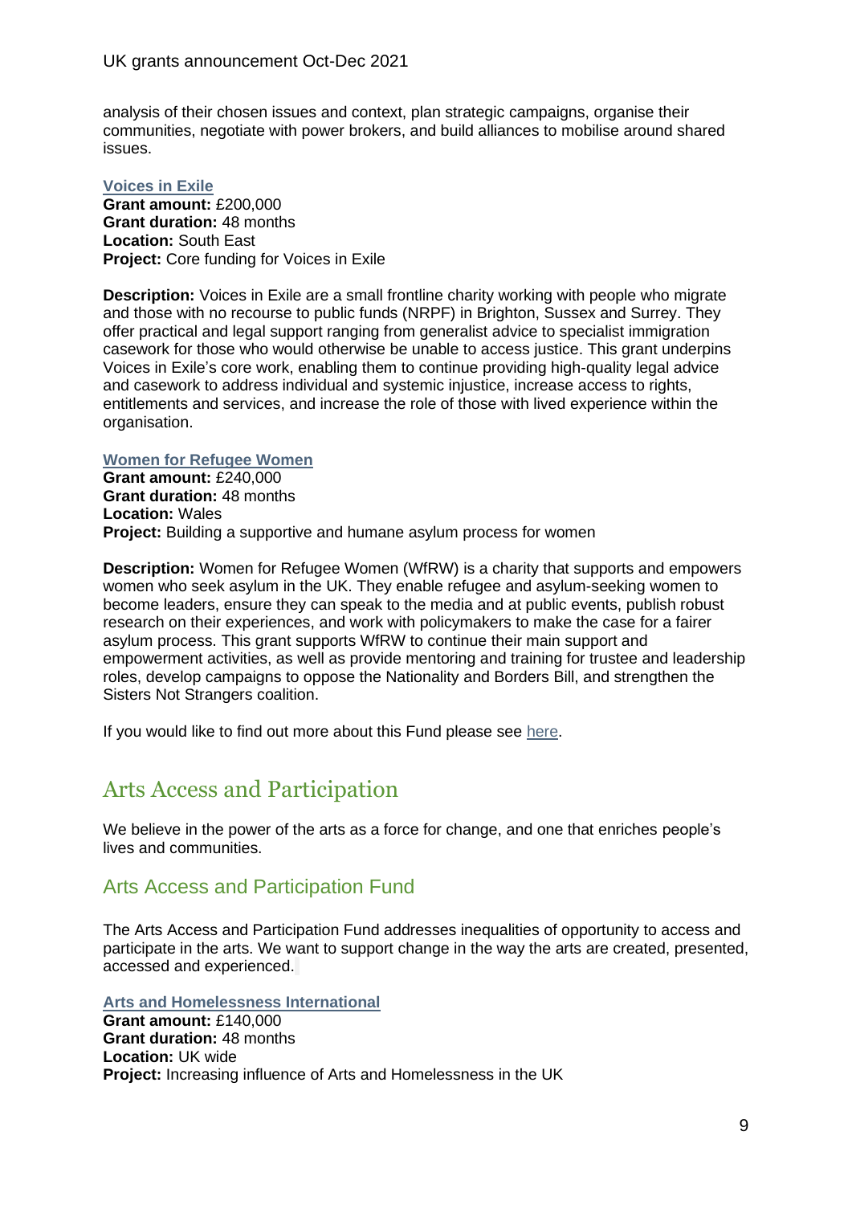analysis of their chosen issues and context, plan strategic campaigns, organise their communities, negotiate with power brokers, and build alliances to mobilise around shared issues.

**Voices in Exile**
**Grant amount:** £200,000
**Grant duration:** 48 months
**Location:** South East
**Project:** Core funding for Voices in Exile

**Description:** Voices in Exile are a small frontline charity working with people who migrate and those with no recourse to public funds (NRPF) in Brighton, Sussex and Surrey. They offer practical and legal support ranging from generalist advice to specialist immigration casework for those who would otherwise be unable to access justice. This grant underpins Voices in Exile's core work, enabling them to continue providing high-quality legal advice and casework to address individual and systemic injustice, increase access to rights, entitlements and services, and increase the role of those with lived experience within the organisation.

**Women for Refugee Women**
**Grant amount:** £240,000
**Grant duration:** 48 months
**Location:** Wales
**Project:** Building a supportive and humane asylum process for women

**Description:** Women for Refugee Women (WfRW) is a charity that supports and empowers women who seek asylum in the UK. They enable refugee and asylum-seeking women to become leaders, ensure they can speak to the media and at public events, publish robust research on their experiences, and work with policymakers to make the case for a fairer asylum process. This grant supports WfRW to continue their main support and empowerment activities, as well as provide mentoring and training for trustee and leadership roles, develop campaigns to oppose the Nationality and Borders Bill, and strengthen the Sisters Not Strangers coalition.

If you would like to find out more about this Fund please see here.

# Arts Access and Participation

We believe in the power of the arts as a force for change, and one that enriches people's lives and communities.

## Arts Access and Participation Fund

The Arts Access and Participation Fund addresses inequalities of opportunity to access and participate in the arts. We want to support change in the way the arts are created, presented, accessed and experienced.

**Arts and Homelessness International**
**Grant amount:** £140,000
**Grant duration:** 48 months
**Location:** UK wide
**Project:** Increasing influence of Arts and Homelessness in the UK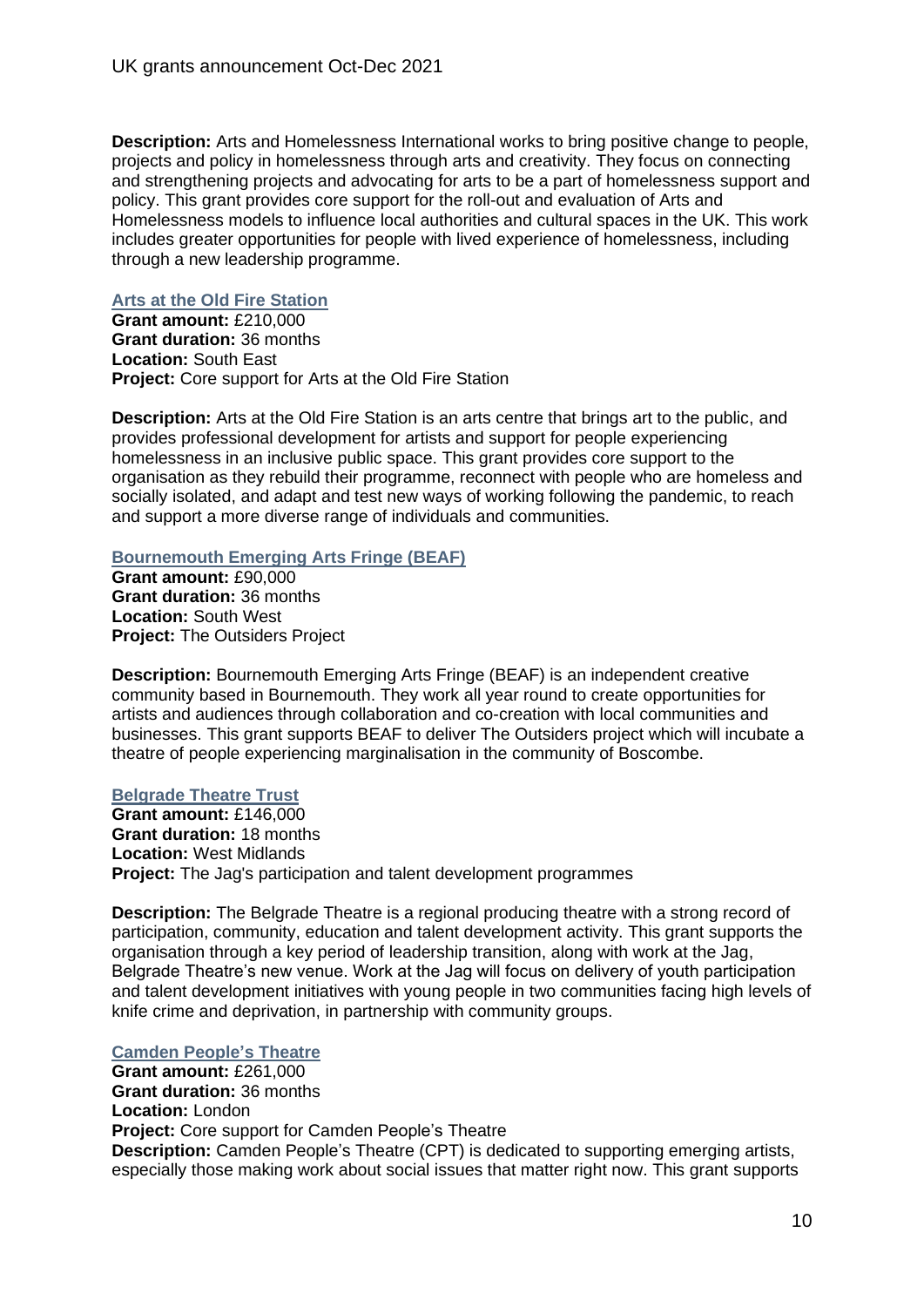**Description:** Arts and Homelessness International works to bring positive change to people, projects and policy in homelessness through arts and creativity. They focus on connecting and strengthening projects and advocating for arts to be a part of homelessness support and policy. This grant provides core support for the roll-out and evaluation of Arts and Homelessness models to influence local authorities and cultural spaces in the UK. This work includes greater opportunities for people with lived experience of homelessness, including through a new leadership programme.

### Arts at the Old Fire Station

**Grant amount:** £210,000
**Grant duration:** 36 months
**Location:** South East
**Project:** Core support for Arts at the Old Fire Station

**Description:** Arts at the Old Fire Station is an arts centre that brings art to the public, and provides professional development for artists and support for people experiencing homelessness in an inclusive public space. This grant provides core support to the organisation as they rebuild their programme, reconnect with people who are homeless and socially isolated, and adapt and test new ways of working following the pandemic, to reach and support a more diverse range of individuals and communities.

### Bournemouth Emerging Arts Fringe (BEAF)

**Grant amount:** £90,000
**Grant duration:** 36 months
**Location:** South West
**Project:** The Outsiders Project

**Description:** Bournemouth Emerging Arts Fringe (BEAF) is an independent creative community based in Bournemouth. They work all year round to create opportunities for artists and audiences through collaboration and co-creation with local communities and businesses. This grant supports BEAF to deliver The Outsiders project which will incubate a theatre of people experiencing marginalisation in the community of Boscombe.

### Belgrade Theatre Trust

**Grant amount:** £146,000
**Grant duration:** 18 months
**Location:** West Midlands
**Project:** The Jag's participation and talent development programmes

**Description:** The Belgrade Theatre is a regional producing theatre with a strong record of participation, community, education and talent development activity. This grant supports the organisation through a key period of leadership transition, along with work at the Jag, Belgrade Theatre's new venue. Work at the Jag will focus on delivery of youth participation and talent development initiatives with young people in two communities facing high levels of knife crime and deprivation, in partnership with community groups.

### Camden People's Theatre

**Grant amount:** £261,000
**Grant duration:** 36 months
**Location:** London
**Project:** Core support for Camden People's Theatre
**Description:** Camden People's Theatre (CPT) is dedicated to supporting emerging artists, especially those making work about social issues that matter right now. This grant supports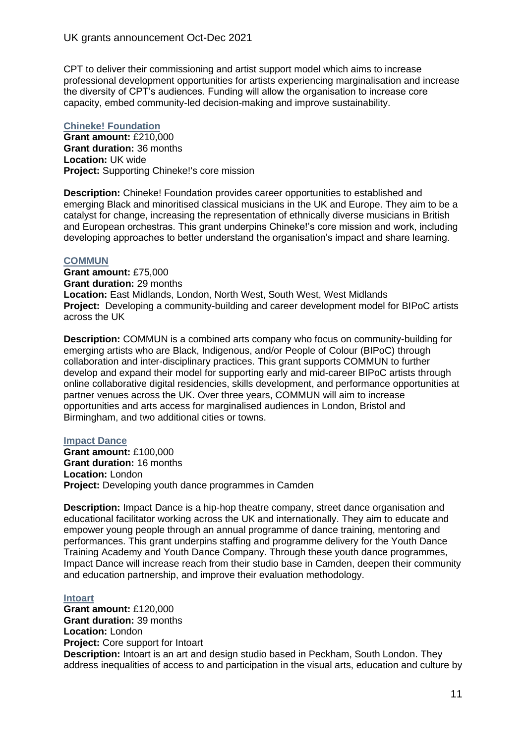CPT to deliver their commissioning and artist support model which aims to increase professional development opportunities for artists experiencing marginalisation and increase the diversity of CPT's audiences. Funding will allow the organisation to increase core capacity, embed community-led decision-making and improve sustainability.

### Chineke! Foundation

**Grant amount:** £210,000
**Grant duration:** 36 months
**Location:** UK wide
**Project:** Supporting Chineke!'s core mission

**Description:** Chineke! Foundation provides career opportunities to established and emerging Black and minoritised classical musicians in the UK and Europe. They aim to be a catalyst for change, increasing the representation of ethnically diverse musicians in British and European orchestras. This grant underpins Chineke!'s core mission and work, including developing approaches to better understand the organisation's impact and share learning.

### COMMUN

**Grant amount:** £75,000
**Grant duration:** 29 months
**Location:** East Midlands, London, North West, South West, West Midlands
**Project:** Developing a community-building and career development model for BIPoC artists across the UK

**Description:** COMMUN is a combined arts company who focus on community-building for emerging artists who are Black, Indigenous, and/or People of Colour (BIPoC) through collaboration and inter-disciplinary practices. This grant supports COMMUN to further develop and expand their model for supporting early and mid-career BIPoC artists through online collaborative digital residencies, skills development, and performance opportunities at partner venues across the UK. Over three years, COMMUN will aim to increase opportunities and arts access for marginalised audiences in London, Bristol and Birmingham, and two additional cities or towns.

### Impact Dance

**Grant amount:** £100,000
**Grant duration:** 16 months
**Location:** London
**Project:** Developing youth dance programmes in Camden

**Description:** Impact Dance is a hip-hop theatre company, street dance organisation and educational facilitator working across the UK and internationally. They aim to educate and empower young people through an annual programme of dance training, mentoring and performances. This grant underpins staffing and programme delivery for the Youth Dance Training Academy and Youth Dance Company. Through these youth dance programmes, Impact Dance will increase reach from their studio base in Camden, deepen their community and education partnership, and improve their evaluation methodology.

### Intoart

**Grant amount:** £120,000
**Grant duration:** 39 months
**Location:** London
**Project:** Core support for Intoart
**Description:** Intoart is an art and design studio based in Peckham, South London. They address inequalities of access to and participation in the visual arts, education and culture by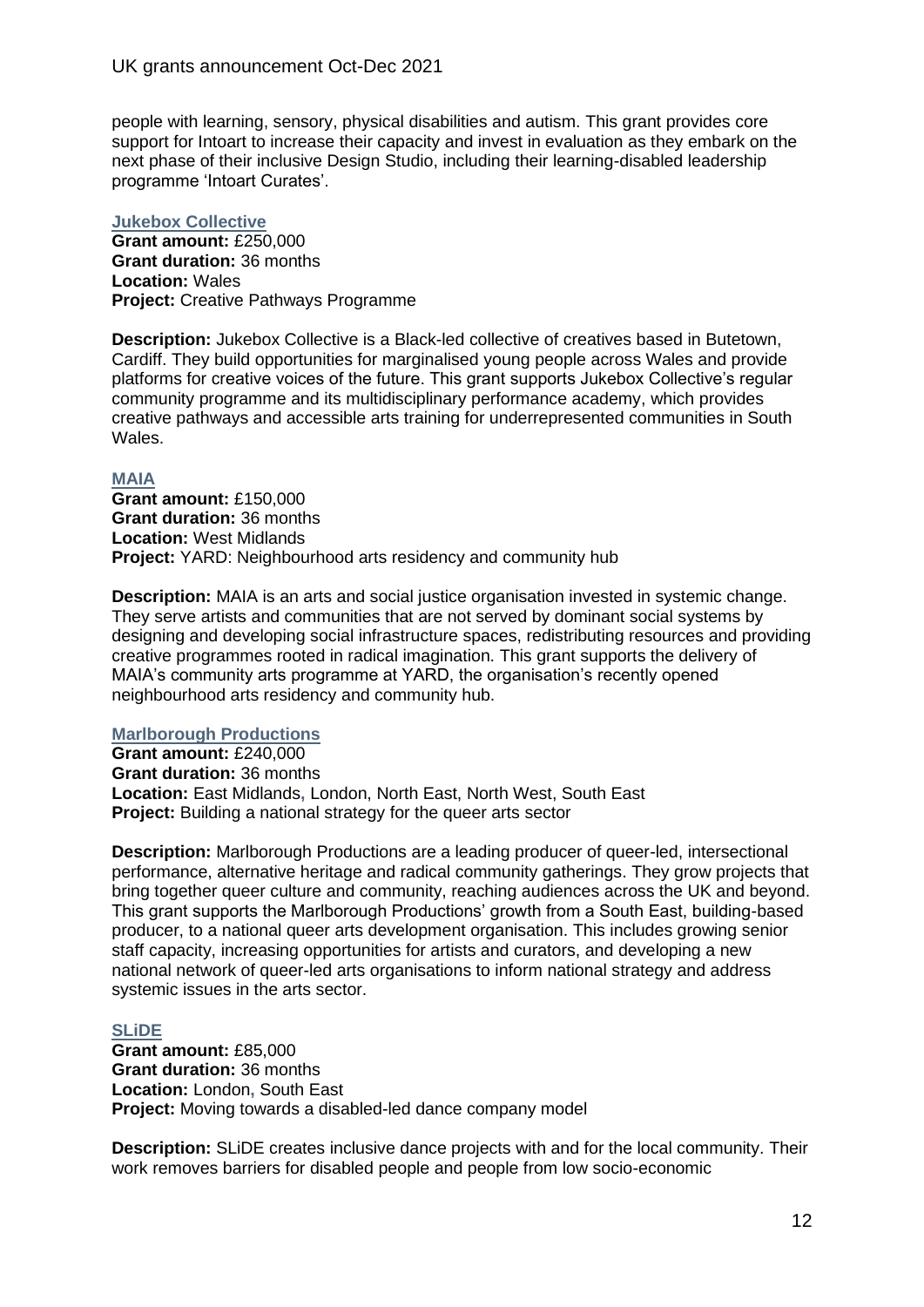people with learning, sensory, physical disabilities and autism. This grant provides core support for Intoart to increase their capacity and invest in evaluation as they embark on the next phase of their inclusive Design Studio, including their learning-disabled leadership programme 'Intoart Curates'.

### Jukebox Collective

**Grant amount:** £250,000
**Grant duration:** 36 months
**Location:** Wales
**Project:** Creative Pathways Programme

**Description:** Jukebox Collective is a Black-led collective of creatives based in Butetown, Cardiff. They build opportunities for marginalised young people across Wales and provide platforms for creative voices of the future. This grant supports Jukebox Collective's regular community programme and its multidisciplinary performance academy, which provides creative pathways and accessible arts training for underrepresented communities in South Wales.

### MAIA

**Grant amount:** £150,000
**Grant duration:** 36 months
**Location:** West Midlands
**Project:** YARD: Neighbourhood arts residency and community hub

**Description:** MAIA is an arts and social justice organisation invested in systemic change. They serve artists and communities that are not served by dominant social systems by designing and developing social infrastructure spaces, redistributing resources and providing creative programmes rooted in radical imagination. This grant supports the delivery of MAIA's community arts programme at YARD, the organisation's recently opened neighbourhood arts residency and community hub.

### Marlborough Productions

**Grant amount:** £240,000
**Grant duration:** 36 months
**Location:** East Midlands, London, North East, North West, South East
**Project:** Building a national strategy for the queer arts sector

**Description:** Marlborough Productions are a leading producer of queer-led, intersectional performance, alternative heritage and radical community gatherings. They grow projects that bring together queer culture and community, reaching audiences across the UK and beyond. This grant supports the Marlborough Productions' growth from a South East, building-based producer, to a national queer arts development organisation. This includes growing senior staff capacity, increasing opportunities for artists and curators, and developing a new national network of queer-led arts organisations to inform national strategy and address systemic issues in the arts sector.

### SLiDE

**Grant amount:** £85,000
**Grant duration:** 36 months
**Location:** London, South East
**Project:** Moving towards a disabled-led dance company model

**Description:** SLiDE creates inclusive dance projects with and for the local community. Their work removes barriers for disabled people and people from low socio-economic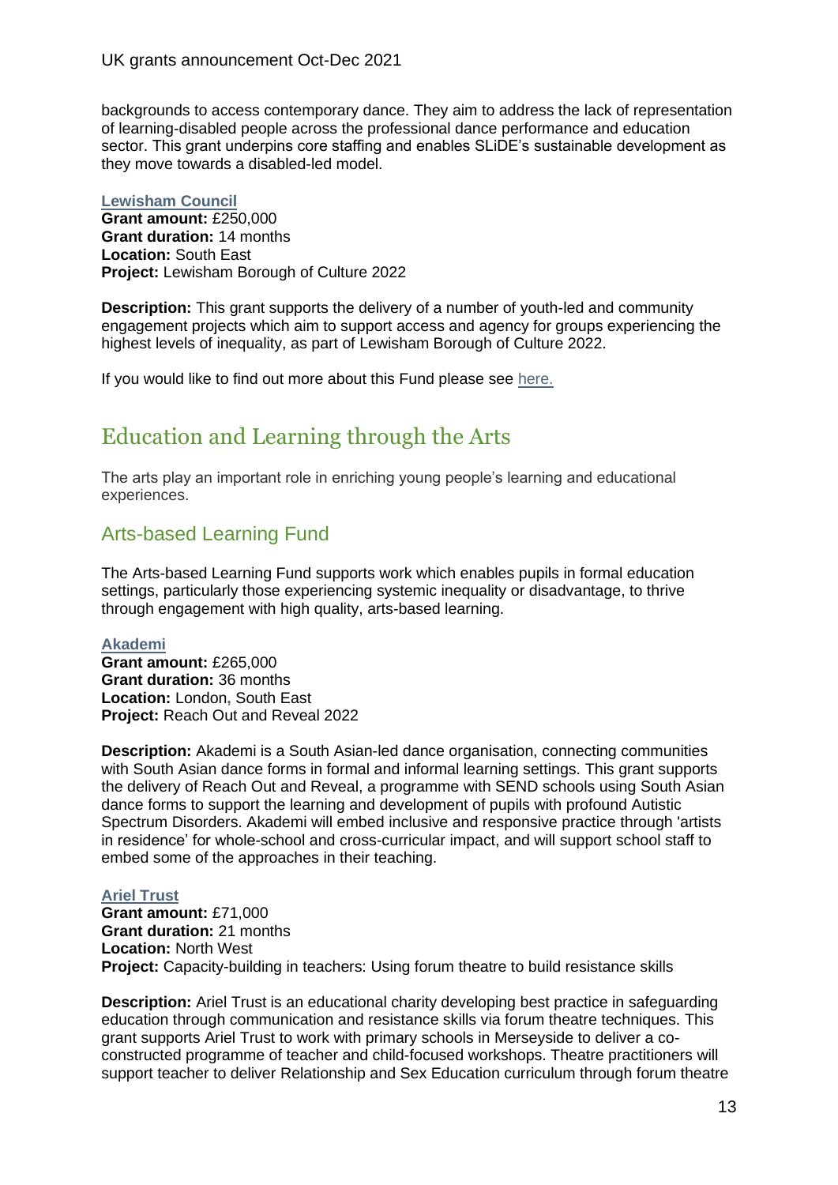backgrounds to access contemporary dance. They aim to address the lack of representation of learning-disabled people across the professional dance performance and education sector. This grant underpins core staffing and enables SLiDE's sustainable development as they move towards a disabled-led model.

**Lewisham Council**
**Grant amount:** £250,000
**Grant duration:** 14 months
**Location:** South East
**Project:** Lewisham Borough of Culture 2022

**Description:** This grant supports the delivery of a number of youth-led and community engagement projects which aim to support access and agency for groups experiencing the highest levels of inequality, as part of Lewisham Borough of Culture 2022.

If you would like to find out more about this Fund please see here.

# Education and Learning through the Arts

The arts play an important role in enriching young people's learning and educational experiences.

## Arts-based Learning Fund

The Arts-based Learning Fund supports work which enables pupils in formal education settings, particularly those experiencing systemic inequality or disadvantage, to thrive through engagement with high quality, arts-based learning.

**Akademi**
**Grant amount:** £265,000
**Grant duration:** 36 months
**Location:** London, South East
**Project:** Reach Out and Reveal 2022

**Description:** Akademi is a South Asian-led dance organisation, connecting communities with South Asian dance forms in formal and informal learning settings. This grant supports the delivery of Reach Out and Reveal, a programme with SEND schools using South Asian dance forms to support the learning and development of pupils with profound Autistic Spectrum Disorders. Akademi will embed inclusive and responsive practice through 'artists in residence' for whole-school and cross-curricular impact, and will support school staff to embed some of the approaches in their teaching.

**Ariel Trust**
**Grant amount:** £71,000
**Grant duration:** 21 months
**Location:** North West
**Project:** Capacity-building in teachers: Using forum theatre to build resistance skills

**Description:** Ariel Trust is an educational charity developing best practice in safeguarding education through communication and resistance skills via forum theatre techniques. This grant supports Ariel Trust to work with primary schools in Merseyside to deliver a co-constructed programme of teacher and child-focused workshops. Theatre practitioners will support teacher to deliver Relationship and Sex Education curriculum through forum theatre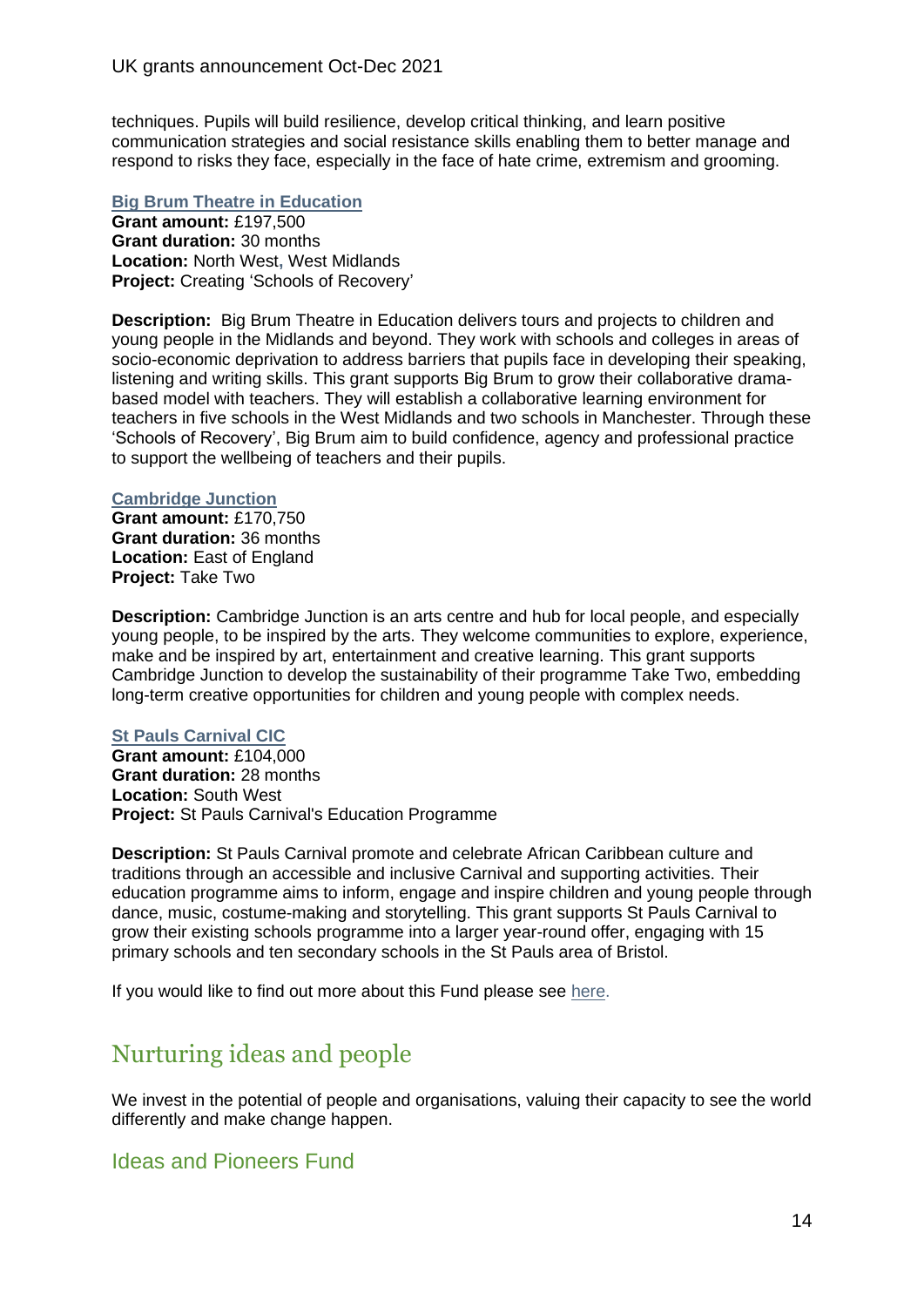techniques. Pupils will build resilience, develop critical thinking, and learn positive communication strategies and social resistance skills enabling them to better manage and respond to risks they face, especially in the face of hate crime, extremism and grooming.

**Big Brum Theatre in Education**
**Grant amount:** £197,500
**Grant duration:** 30 months
**Location:** North West, West Midlands
**Project:** Creating 'Schools of Recovery'

**Description:** Big Brum Theatre in Education delivers tours and projects to children and young people in the Midlands and beyond. They work with schools and colleges in areas of socio-economic deprivation to address barriers that pupils face in developing their speaking, listening and writing skills. This grant supports Big Brum to grow their collaborative drama-based model with teachers. They will establish a collaborative learning environment for teachers in five schools in the West Midlands and two schools in Manchester. Through these 'Schools of Recovery', Big Brum aim to build confidence, agency and professional practice to support the wellbeing of teachers and their pupils.

**Cambridge Junction**
**Grant amount:** £170,750
**Grant duration:** 36 months
**Location:** East of England
**Project:** Take Two

**Description:** Cambridge Junction is an arts centre and hub for local people, and especially young people, to be inspired by the arts. They welcome communities to explore, experience, make and be inspired by art, entertainment and creative learning. This grant supports Cambridge Junction to develop the sustainability of their programme Take Two, embedding long-term creative opportunities for children and young people with complex needs.

**St Pauls Carnival CIC**
**Grant amount:** £104,000
**Grant duration:** 28 months
**Location:** South West
**Project:** St Pauls Carnival's Education Programme

**Description:** St Pauls Carnival promote and celebrate African Caribbean culture and traditions through an accessible and inclusive Carnival and supporting activities. Their education programme aims to inform, engage and inspire children and young people through dance, music, costume-making and storytelling. This grant supports St Pauls Carnival to grow their existing schools programme into a larger year-round offer, engaging with 15 primary schools and ten secondary schools in the St Pauls area of Bristol.

If you would like to find out more about this Fund please see here.

# Nurturing ideas and people

We invest in the potential of people and organisations, valuing their capacity to see the world differently and make change happen.

## Ideas and Pioneers Fund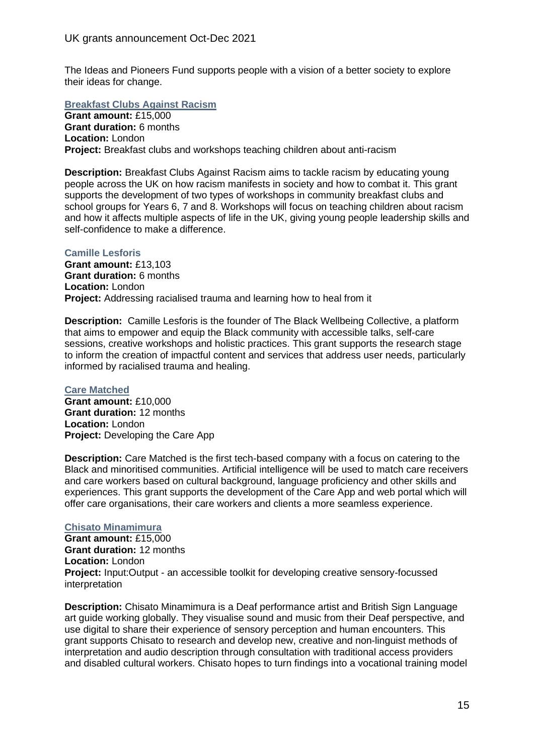The Ideas and Pioneers Fund supports people with a vision of a better society to explore their ideas for change.

### Breakfast Clubs Against Racism

**Grant amount:** £15,000
**Grant duration:** 6 months
**Location:** London
**Project:** Breakfast clubs and workshops teaching children about anti-racism

**Description:** Breakfast Clubs Against Racism aims to tackle racism by educating young people across the UK on how racism manifests in society and how to combat it. This grant supports the development of two types of workshops in community breakfast clubs and school groups for Years 6, 7 and 8. Workshops will focus on teaching children about racism and how it affects multiple aspects of life in the UK, giving young people leadership skills and self-confidence to make a difference.

### Camille Lesforis

**Grant amount:** £13,103
**Grant duration:** 6 months
**Location:** London
**Project:** Addressing racialised trauma and learning how to heal from it

**Description:** Camille Lesforis is the founder of The Black Wellbeing Collective, a platform that aims to empower and equip the Black community with accessible talks, self-care sessions, creative workshops and holistic practices. This grant supports the research stage to inform the creation of impactful content and services that address user needs, particularly informed by racialised trauma and healing.

### Care Matched

**Grant amount:** £10,000
**Grant duration:** 12 months
**Location:** London
**Project:** Developing the Care App

**Description:** Care Matched is the first tech-based company with a focus on catering to the Black and minoritised communities. Artificial intelligence will be used to match care receivers and care workers based on cultural background, language proficiency and other skills and experiences. This grant supports the development of the Care App and web portal which will offer care organisations, their care workers and clients a more seamless experience.

### Chisato Minamimura

**Grant amount:** £15,000
**Grant duration:** 12 months
**Location:** London
**Project:** Input:Output - an accessible toolkit for developing creative sensory-focussed interpretation

**Description:** Chisato Minamimura is a Deaf performance artist and British Sign Language art guide working globally. They visualise sound and music from their Deaf perspective, and use digital to share their experience of sensory perception and human encounters. This grant supports Chisato to research and develop new, creative and non-linguist methods of interpretation and audio description through consultation with traditional access providers and disabled cultural workers. Chisato hopes to turn findings into a vocational training model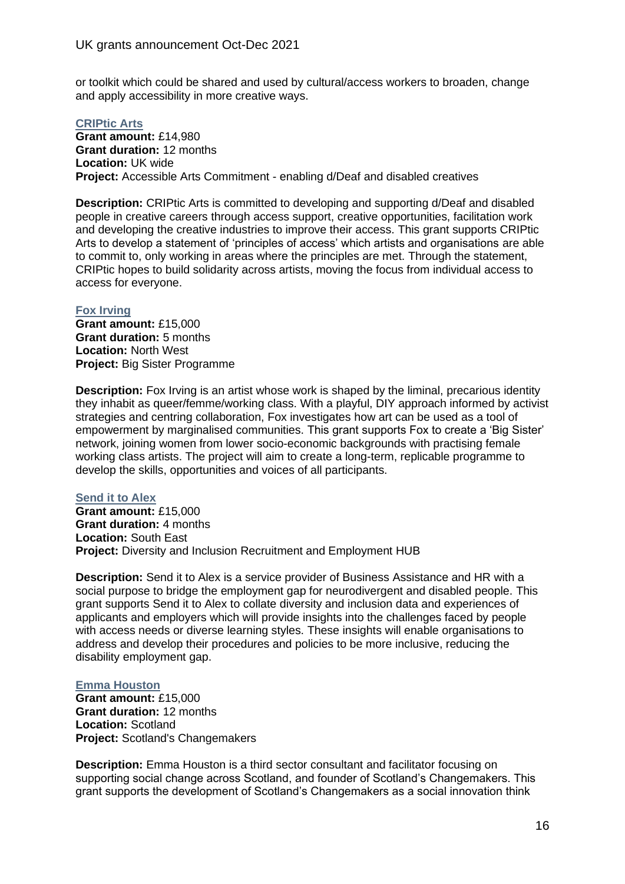or toolkit which could be shared and used by cultural/access workers to broaden, change and apply accessibility in more creative ways.

### CRIPtic Arts

**Grant amount:** £14,980
**Grant duration:** 12 months
**Location:** UK wide
**Project:** Accessible Arts Commitment - enabling d/Deaf and disabled creatives

**Description:** CRIPtic Arts is committed to developing and supporting d/Deaf and disabled people in creative careers through access support, creative opportunities, facilitation work and developing the creative industries to improve their access. This grant supports CRIPtic Arts to develop a statement of 'principles of access' which artists and organisations are able to commit to, only working in areas where the principles are met. Through the statement, CRIPtic hopes to build solidarity across artists, moving the focus from individual access to access for everyone.

### Fox Irving

**Grant amount:** £15,000
**Grant duration:** 5 months
**Location:** North West
**Project:** Big Sister Programme

**Description:** Fox Irving is an artist whose work is shaped by the liminal, precarious identity they inhabit as queer/femme/working class. With a playful, DIY approach informed by activist strategies and centring collaboration, Fox investigates how art can be used as a tool of empowerment by marginalised communities. This grant supports Fox to create a 'Big Sister' network, joining women from lower socio-economic backgrounds with practising female working class artists. The project will aim to create a long-term, replicable programme to develop the skills, opportunities and voices of all participants.

### Send it to Alex

**Grant amount:** £15,000
**Grant duration:** 4 months
**Location:** South East
**Project:** Diversity and Inclusion Recruitment and Employment HUB

**Description:** Send it to Alex is a service provider of Business Assistance and HR with a social purpose to bridge the employment gap for neurodivergent and disabled people. This grant supports Send it to Alex to collate diversity and inclusion data and experiences of applicants and employers which will provide insights into the challenges faced by people with access needs or diverse learning styles. These insights will enable organisations to address and develop their procedures and policies to be more inclusive, reducing the disability employment gap.

### Emma Houston

**Grant amount:** £15,000
**Grant duration:** 12 months
**Location:** Scotland
**Project:** Scotland's Changemakers

**Description:** Emma Houston is a third sector consultant and facilitator focusing on supporting social change across Scotland, and founder of Scotland's Changemakers. This grant supports the development of Scotland's Changemakers as a social innovation think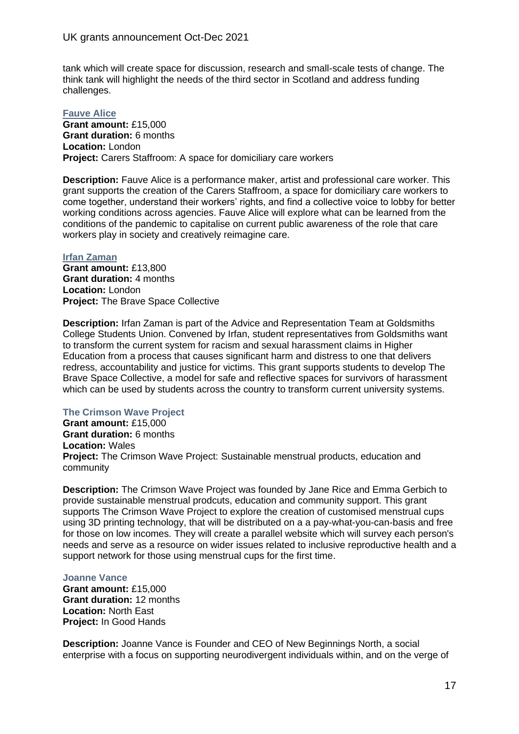tank which will create space for discussion, research and small-scale tests of change. The think tank will highlight the needs of the third sector in Scotland and address funding challenges.

### Fauve Alice

**Grant amount:** £15,000
**Grant duration:** 6 months
**Location:** London
**Project:** Carers Staffroom: A space for domiciliary care workers

**Description:** Fauve Alice is a performance maker, artist and professional care worker. This grant supports the creation of the Carers Staffroom, a space for domiciliary care workers to come together, understand their workers' rights, and find a collective voice to lobby for better working conditions across agencies. Fauve Alice will explore what can be learned from the conditions of the pandemic to capitalise on current public awareness of the role that care workers play in society and creatively reimagine care.

### Irfan Zaman

**Grant amount:** £13,800
**Grant duration:** 4 months
**Location:** London
**Project:** The Brave Space Collective

**Description:** Irfan Zaman is part of the Advice and Representation Team at Goldsmiths College Students Union. Convened by Irfan, student representatives from Goldsmiths want to transform the current system for racism and sexual harassment claims in Higher Education from a process that causes significant harm and distress to one that delivers redress, accountability and justice for victims. This grant supports students to develop The Brave Space Collective, a model for safe and reflective spaces for survivors of harassment which can be used by students across the country to transform current university systems.

### The Crimson Wave Project

**Grant amount:** £15,000
**Grant duration:** 6 months
**Location:** Wales
**Project:** The Crimson Wave Project: Sustainable menstrual products, education and community

**Description:** The Crimson Wave Project was founded by Jane Rice and Emma Gerbich to provide sustainable menstrual prodcuts, education and community support. This grant supports The Crimson Wave Project to explore the creation of customised menstrual cups using 3D printing technology, that will be distributed on a a pay-what-you-can-basis and free for those on low incomes. They will create a parallel website which will survey each person's needs and serve as a resource on wider issues related to inclusive reproductive health and a support network for those using menstrual cups for the first time.

### Joanne Vance

**Grant amount:** £15,000
**Grant duration:** 12 months
**Location:** North East
**Project:** In Good Hands

**Description:** Joanne Vance is Founder and CEO of New Beginnings North, a social enterprise with a focus on supporting neurodivergent individuals within, and on the verge of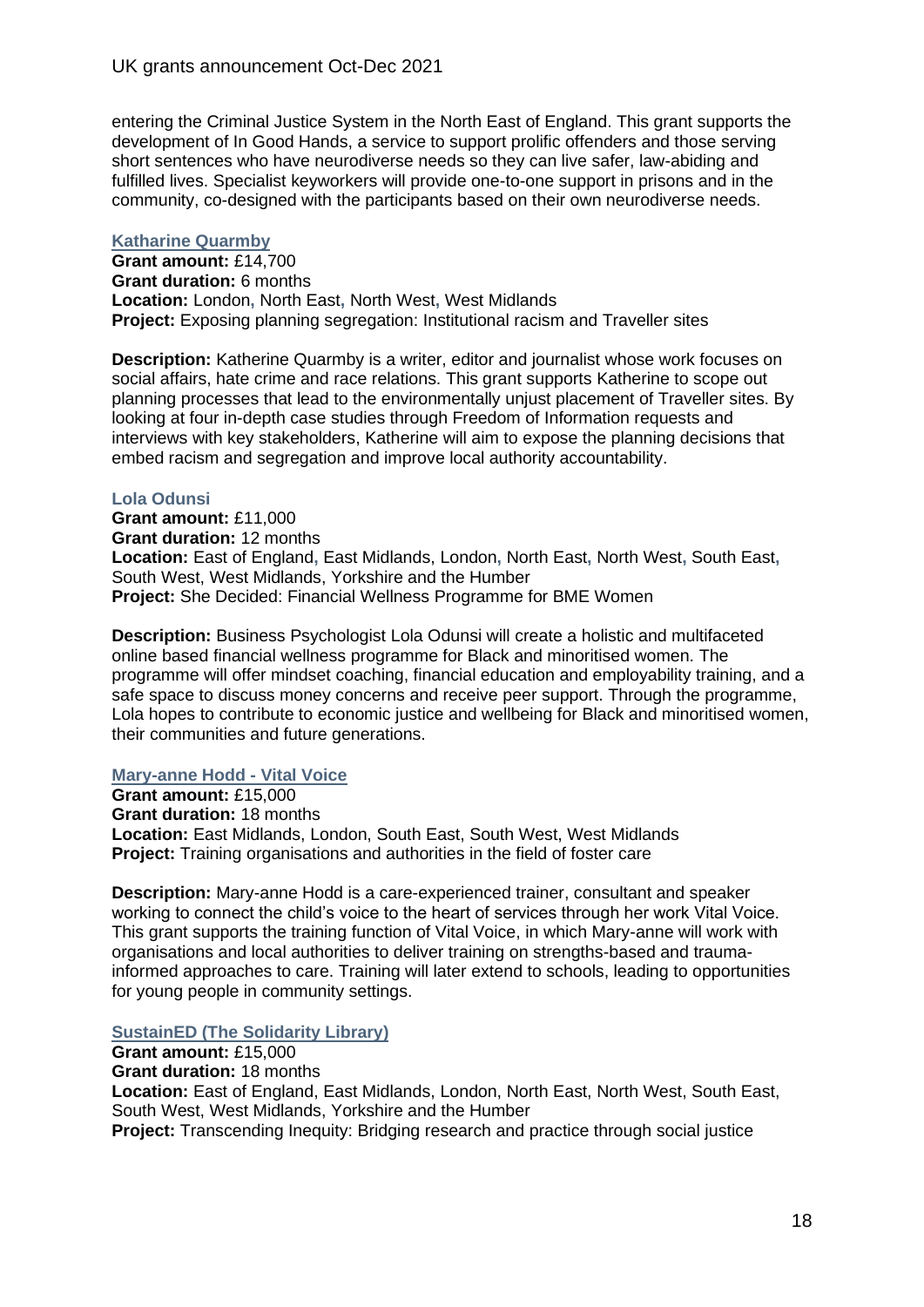entering the Criminal Justice System in the North East of England. This grant supports the development of In Good Hands, a service to support prolific offenders and those serving short sentences who have neurodiverse needs so they can live safer, law-abiding and fulfilled lives. Specialist keyworkers will provide one-to-one support in prisons and in the community, co-designed with the participants based on their own neurodiverse needs.

### Katharine Quarmby

**Grant amount:** £14,700
**Grant duration:** 6 months
**Location:** London, North East, North West, West Midlands
**Project:** Exposing planning segregation: Institutional racism and Traveller sites

**Description:** Katherine Quarmby is a writer, editor and journalist whose work focuses on social affairs, hate crime and race relations. This grant supports Katherine to scope out planning processes that lead to the environmentally unjust placement of Traveller sites. By looking at four in-depth case studies through Freedom of Information requests and interviews with key stakeholders, Katherine will aim to expose the planning decisions that embed racism and segregation and improve local authority accountability.

### Lola Odunsi

**Grant amount:** £11,000
**Grant duration:** 12 months
**Location:** East of England, East Midlands, London, North East, North West, South East, South West, West Midlands, Yorkshire and the Humber
**Project:** She Decided: Financial Wellness Programme for BME Women

**Description:** Business Psychologist Lola Odunsi will create a holistic and multifaceted online based financial wellness programme for Black and minoritised women. The programme will offer mindset coaching, financial education and employability training, and a safe space to discuss money concerns and receive peer support. Through the programme, Lola hopes to contribute to economic justice and wellbeing for Black and minoritised women, their communities and future generations.

### Mary-anne Hodd - Vital Voice

**Grant amount:** £15,000
**Grant duration:** 18 months
**Location:** East Midlands, London, South East, South West, West Midlands
**Project:** Training organisations and authorities in the field of foster care

**Description:** Mary-anne Hodd is a care-experienced trainer, consultant and speaker working to connect the child's voice to the heart of services through her work Vital Voice. This grant supports the training function of Vital Voice, in which Mary-anne will work with organisations and local authorities to deliver training on strengths-based and trauma-informed approaches to care. Training will later extend to schools, leading to opportunities for young people in community settings.

### SustainED (The Solidarity Library)

**Grant amount:** £15,000
**Grant duration:** 18 months
**Location:** East of England, East Midlands, London, North East, North West, South East, South West, West Midlands, Yorkshire and the Humber
**Project:** Transcending Inequity: Bridging research and practice through social justice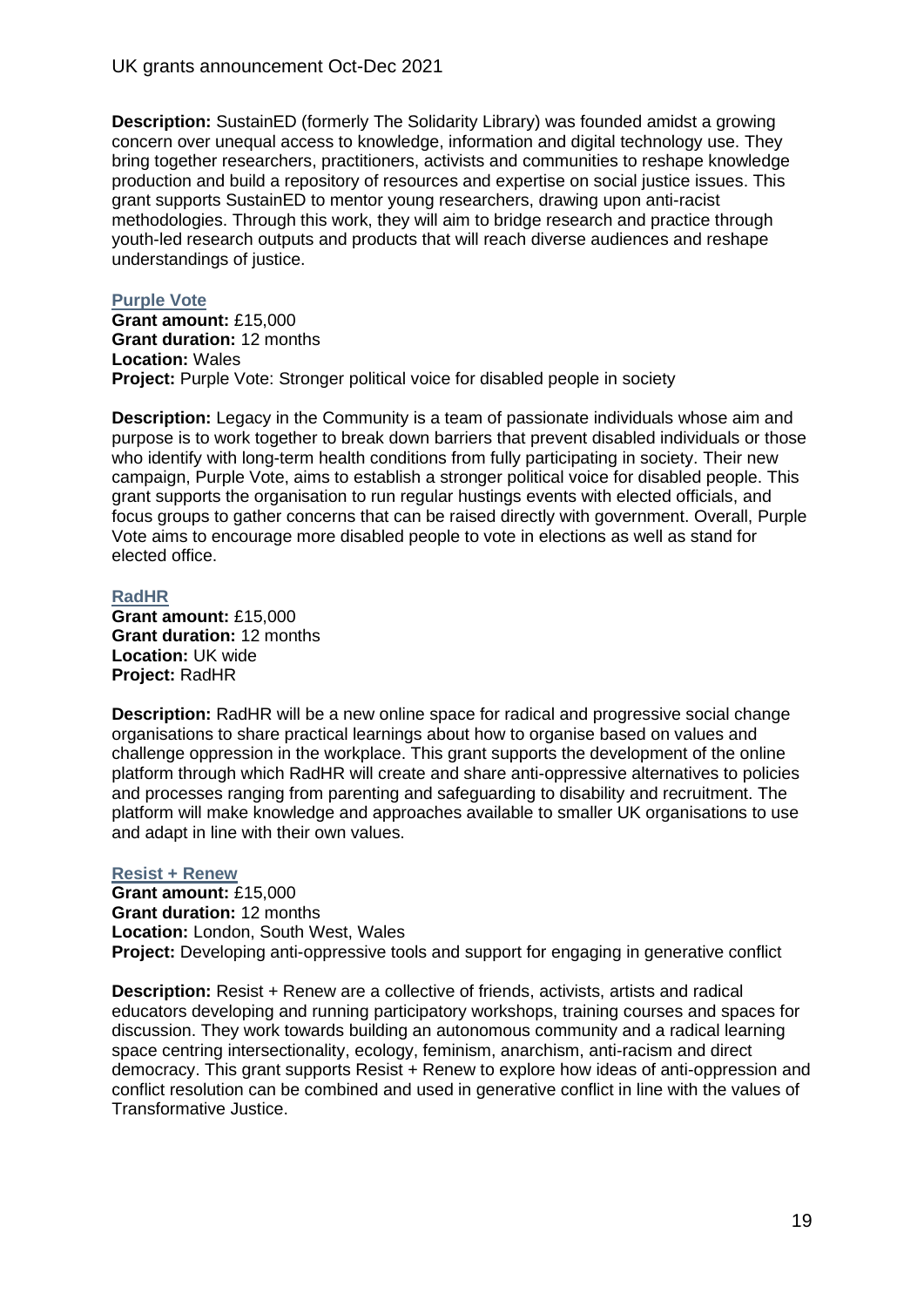**Description:** SustainED (formerly The Solidarity Library) was founded amidst a growing concern over unequal access to knowledge, information and digital technology use. They bring together researchers, practitioners, activists and communities to reshape knowledge production and build a repository of resources and expertise on social justice issues. This grant supports SustainED to mentor young researchers, drawing upon anti-racist methodologies. Through this work, they will aim to bridge research and practice through youth-led research outputs and products that will reach diverse audiences and reshape understandings of justice.

### Purple Vote

**Grant amount:** £15,000
**Grant duration:** 12 months
**Location:** Wales
**Project:** Purple Vote: Stronger political voice for disabled people in society

**Description:** Legacy in the Community is a team of passionate individuals whose aim and purpose is to work together to break down barriers that prevent disabled individuals or those who identify with long-term health conditions from fully participating in society. Their new campaign, Purple Vote, aims to establish a stronger political voice for disabled people. This grant supports the organisation to run regular hustings events with elected officials, and focus groups to gather concerns that can be raised directly with government. Overall, Purple Vote aims to encourage more disabled people to vote in elections as well as stand for elected office.

### RadHR

**Grant amount:** £15,000
**Grant duration:** 12 months
**Location:** UK wide
**Project:** RadHR

**Description:** RadHR will be a new online space for radical and progressive social change organisations to share practical learnings about how to organise based on values and challenge oppression in the workplace. This grant supports the development of the online platform through which RadHR will create and share anti-oppressive alternatives to policies and processes ranging from parenting and safeguarding to disability and recruitment. The platform will make knowledge and approaches available to smaller UK organisations to use and adapt in line with their own values.

### Resist + Renew

**Grant amount:** £15,000
**Grant duration:** 12 months
**Location:** London, South West, Wales
**Project:** Developing anti-oppressive tools and support for engaging in generative conflict

**Description:** Resist + Renew are a collective of friends, activists, artists and radical educators developing and running participatory workshops, training courses and spaces for discussion. They work towards building an autonomous community and a radical learning space centring intersectionality, ecology, feminism, anarchism, anti-racism and direct democracy. This grant supports Resist + Renew to explore how ideas of anti-oppression and conflict resolution can be combined and used in generative conflict in line with the values of Transformative Justice.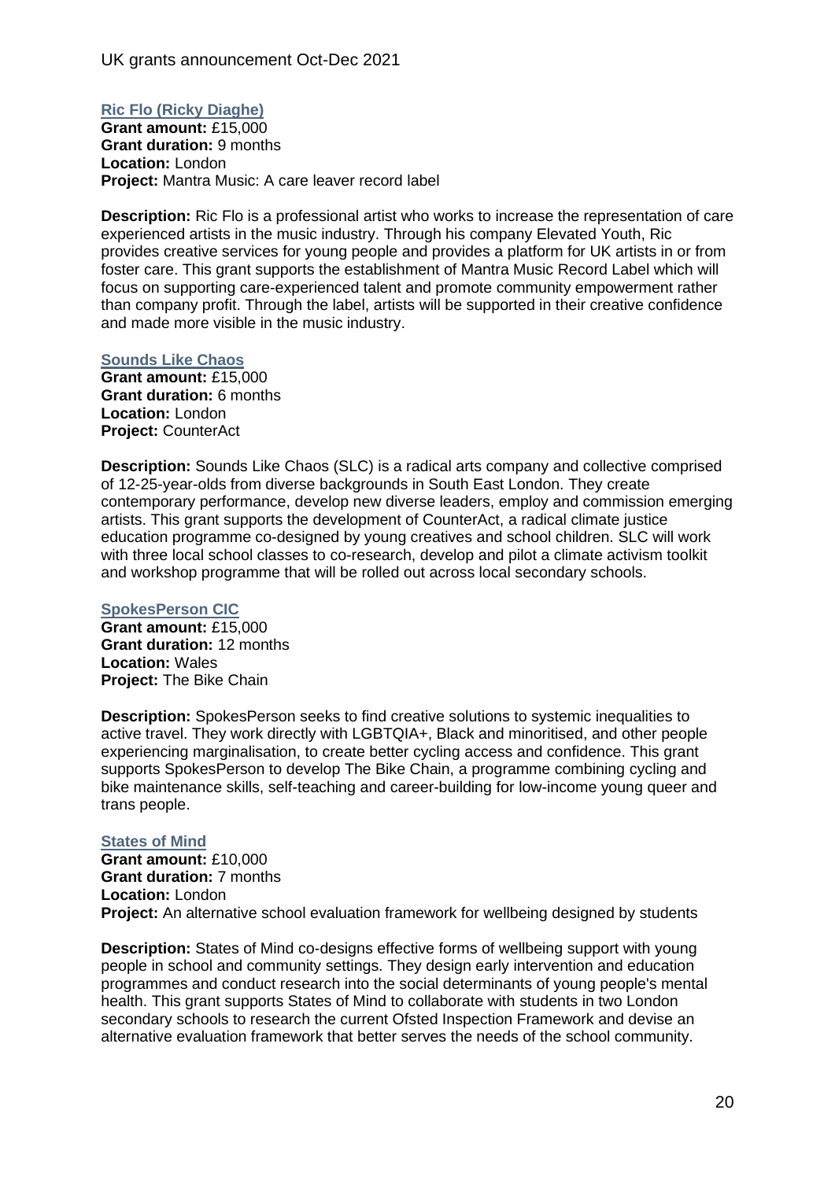### Ric Flo (Ricky Diaghe)

**Grant amount:** £15,000
**Grant duration:** 9 months
**Location:** London
**Project:** Mantra Music: A care leaver record label

**Description:** Ric Flo is a professional artist who works to increase the representation of care experienced artists in the music industry. Through his company Elevated Youth, Ric provides creative services for young people and provides a platform for UK artists in or from foster care. This grant supports the establishment of Mantra Music Record Label which will focus on supporting care-experienced talent and promote community empowerment rather than company profit. Through the label, artists will be supported in their creative confidence and made more visible in the music industry.

### Sounds Like Chaos

**Grant amount:** £15,000
**Grant duration:** 6 months
**Location:** London
**Project:** CounterAct

**Description:** Sounds Like Chaos (SLC) is a radical arts company and collective comprised of 12-25-year-olds from diverse backgrounds in South East London. They create contemporary performance, develop new diverse leaders, employ and commission emerging artists. This grant supports the development of CounterAct, a radical climate justice education programme co-designed by young creatives and school children. SLC will work with three local school classes to co-research, develop and pilot a climate activism toolkit and workshop programme that will be rolled out across local secondary schools.

### SpokesPerson CIC

**Grant amount:** £15,000
**Grant duration:** 12 months
**Location:** Wales
**Project:** The Bike Chain

**Description:** SpokesPerson seeks to find creative solutions to systemic inequalities to active travel. They work directly with LGBTQIA+, Black and minoritised, and other people experiencing marginalisation, to create better cycling access and confidence. This grant supports SpokesPerson to develop The Bike Chain, a programme combining cycling and bike maintenance skills, self-teaching and career-building for low-income young queer and trans people.

### States of Mind

**Grant amount:** £10,000
**Grant duration:** 7 months
**Location:** London
**Project:** An alternative school evaluation framework for wellbeing designed by students

**Description:** States of Mind co-designs effective forms of wellbeing support with young people in school and community settings. They design early intervention and education programmes and conduct research into the social determinants of young people's mental health. This grant supports States of Mind to collaborate with students in two London secondary schools to research the current Ofsted Inspection Framework and devise an alternative evaluation framework that better serves the needs of the school community.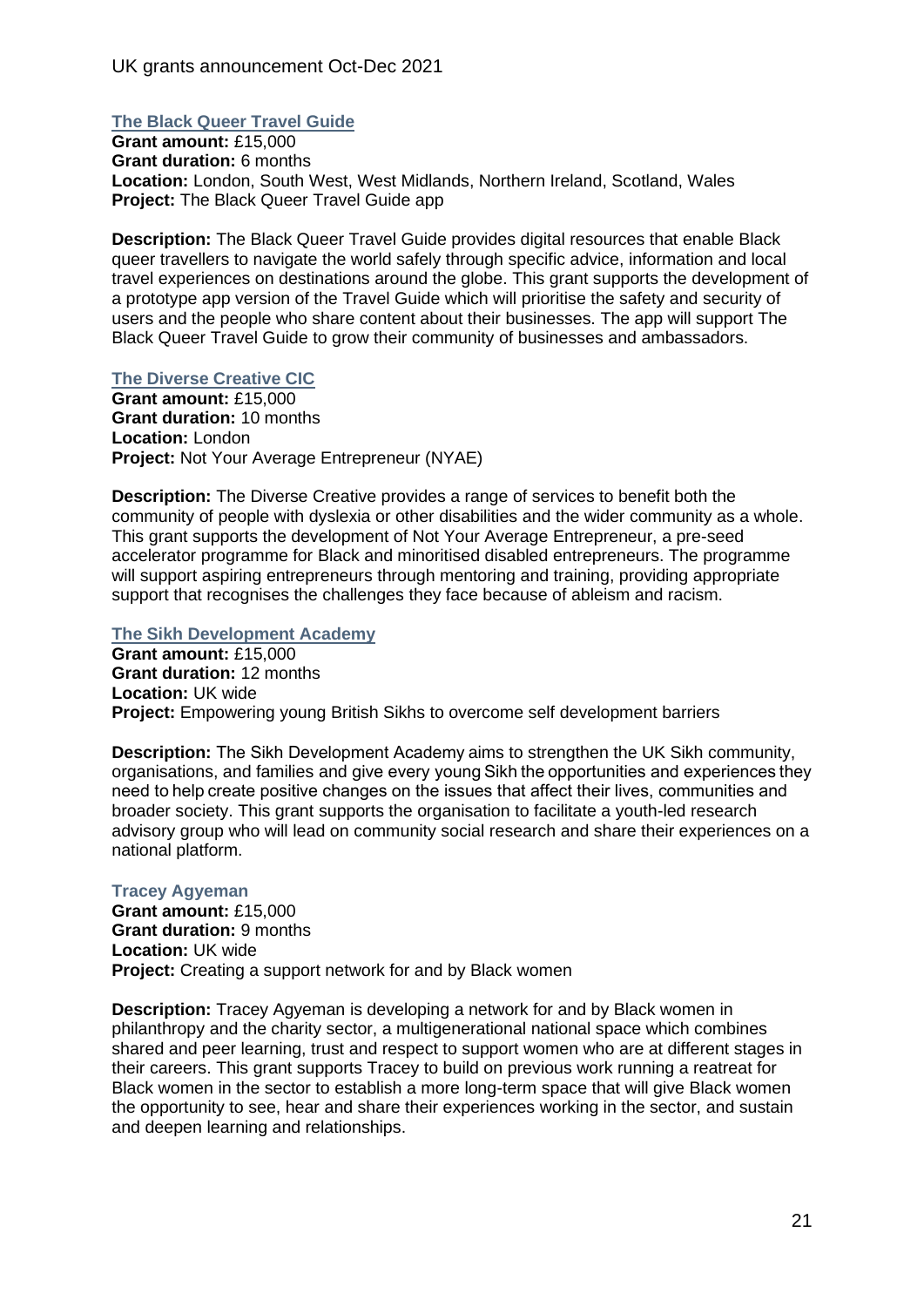### The Black Queer Travel Guide

**Grant amount:** £15,000
**Grant duration:** 6 months
**Location:** London, South West, West Midlands, Northern Ireland, Scotland, Wales
**Project:** The Black Queer Travel Guide app

**Description:** The Black Queer Travel Guide provides digital resources that enable Black queer travellers to navigate the world safely through specific advice, information and local travel experiences on destinations around the globe. This grant supports the development of a prototype app version of the Travel Guide which will prioritise the safety and security of users and the people who share content about their businesses. The app will support The Black Queer Travel Guide to grow their community of businesses and ambassadors.

### The Diverse Creative CIC

**Grant amount:** £15,000
**Grant duration:** 10 months
**Location:** London
**Project:** Not Your Average Entrepreneur (NYAE)

**Description:** The Diverse Creative provides a range of services to benefit both the community of people with dyslexia or other disabilities and the wider community as a whole. This grant supports the development of Not Your Average Entrepreneur, a pre-seed accelerator programme for Black and minoritised disabled entrepreneurs. The programme will support aspiring entrepreneurs through mentoring and training, providing appropriate support that recognises the challenges they face because of ableism and racism.

### The Sikh Development Academy

**Grant amount:** £15,000
**Grant duration:** 12 months
**Location:** UK wide
**Project:** Empowering young British Sikhs to overcome self development barriers

**Description:** The Sikh Development Academy aims to strengthen the UK Sikh community, organisations, and families and give every young Sikh the opportunities and experiences they need to help create positive changes on the issues that affect their lives, communities and broader society. This grant supports the organisation to facilitate a youth-led research advisory group who will lead on community social research and share their experiences on a national platform.

### Tracey Agyeman

**Grant amount:** £15,000
**Grant duration:** 9 months
**Location:** UK wide
**Project:** Creating a support network for and by Black women

**Description:** Tracey Agyeman is developing a network for and by Black women in philanthropy and the charity sector, a multigenerational national space which combines shared and peer learning, trust and respect to support women who are at different stages in their careers. This grant supports Tracey to build on previous work running a reatreat for Black women in the sector to establish a more long-term space that will give Black women the opportunity to see, hear and share their experiences working in the sector, and sustain and deepen learning and relationships.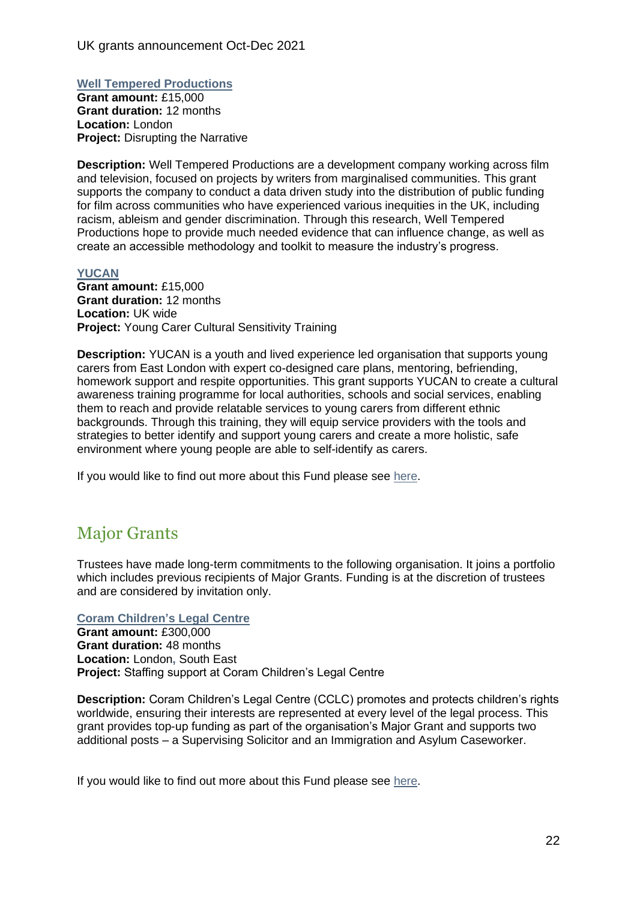### Well Tempered Productions

**Grant amount:** £15,000
**Grant duration:** 12 months
**Location:** London
**Project:** Disrupting the Narrative

**Description:** Well Tempered Productions are a development company working across film and television, focused on projects by writers from marginalised communities. This grant supports the company to conduct a data driven study into the distribution of public funding for film across communities who have experienced various inequities in the UK, including racism, ableism and gender discrimination. Through this research, Well Tempered Productions hope to provide much needed evidence that can influence change, as well as create an accessible methodology and toolkit to measure the industry's progress.

### YUCAN

**Grant amount:** £15,000
**Grant duration:** 12 months
**Location:** UK wide
**Project:** Young Carer Cultural Sensitivity Training

**Description:** YUCAN is a youth and lived experience led organisation that supports young carers from East London with expert co-designed care plans, mentoring, befriending, homework support and respite opportunities. This grant supports YUCAN to create a cultural awareness training programme for local authorities, schools and social services, enabling them to reach and provide relatable services to young carers from different ethnic backgrounds. Through this training, they will equip service providers with the tools and strategies to better identify and support young carers and create a more holistic, safe environment where young people are able to self-identify as carers.

If you would like to find out more about this Fund please see here.

## Major Grants

Trustees have made long-term commitments to the following organisation. It joins a portfolio which includes previous recipients of Major Grants. Funding is at the discretion of trustees and are considered by invitation only.

### Coram Children's Legal Centre

**Grant amount:** £300,000
**Grant duration:** 48 months
**Location:** London, South East
**Project:** Staffing support at Coram Children's Legal Centre

**Description:** Coram Children's Legal Centre (CCLC) promotes and protects children's rights worldwide, ensuring their interests are represented at every level of the legal process. This grant provides top-up funding as part of the organisation's Major Grant and supports two additional posts – a Supervising Solicitor and an Immigration and Asylum Caseworker.

If you would like to find out more about this Fund please see here.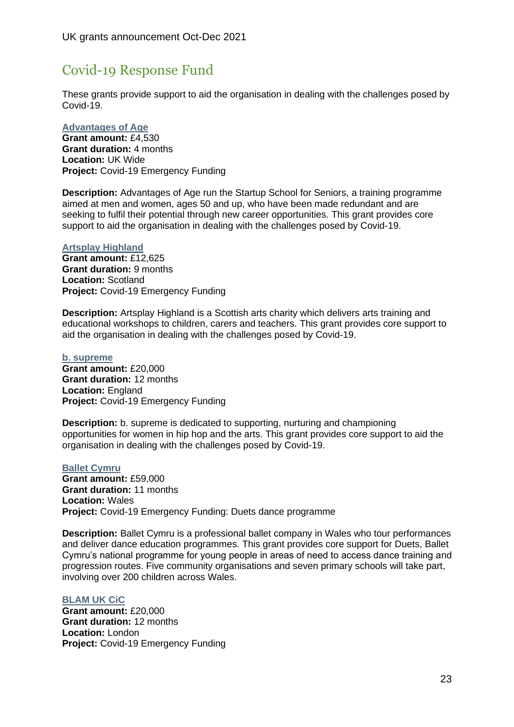## Covid-19 Response Fund

These grants provide support to aid the organisation in dealing with the challenges posed by Covid-19.

**Advantages of Age**
**Grant amount:** £4,530
**Grant duration:** 4 months
**Location:** UK Wide
**Project:** Covid-19 Emergency Funding

**Description:** Advantages of Age run the Startup School for Seniors, a training programme aimed at men and women, ages 50 and up, who have been made redundant and are seeking to fulfil their potential through new career opportunities. This grant provides core support to aid the organisation in dealing with the challenges posed by Covid-19.

**Artsplay Highland**
**Grant amount:** £12,625
**Grant duration:** 9 months
**Location:** Scotland
**Project:** Covid-19 Emergency Funding

**Description:** Artsplay Highland is a Scottish arts charity which delivers arts training and educational workshops to children, carers and teachers. This grant provides core support to aid the organisation in dealing with the challenges posed by Covid-19.

**b. supreme**
**Grant amount:** £20,000
**Grant duration:** 12 months
**Location:** England
**Project:** Covid-19 Emergency Funding

**Description:** b. supreme is dedicated to supporting, nurturing and championing opportunities for women in hip hop and the arts. This grant provides core support to aid the organisation in dealing with the challenges posed by Covid-19.

**Ballet Cymru**
**Grant amount:** £59,000
**Grant duration:** 11 months
**Location:** Wales
**Project:** Covid-19 Emergency Funding: Duets dance programme

**Description:** Ballet Cymru is a professional ballet company in Wales who tour performances and deliver dance education programmes. This grant provides core support for Duets, Ballet Cymru's national programme for young people in areas of need to access dance training and progression routes. Five community organisations and seven primary schools will take part, involving over 200 children across Wales.

**BLAM UK CiC**
**Grant amount:** £20,000
**Grant duration:** 12 months
**Location:** London
**Project:** Covid-19 Emergency Funding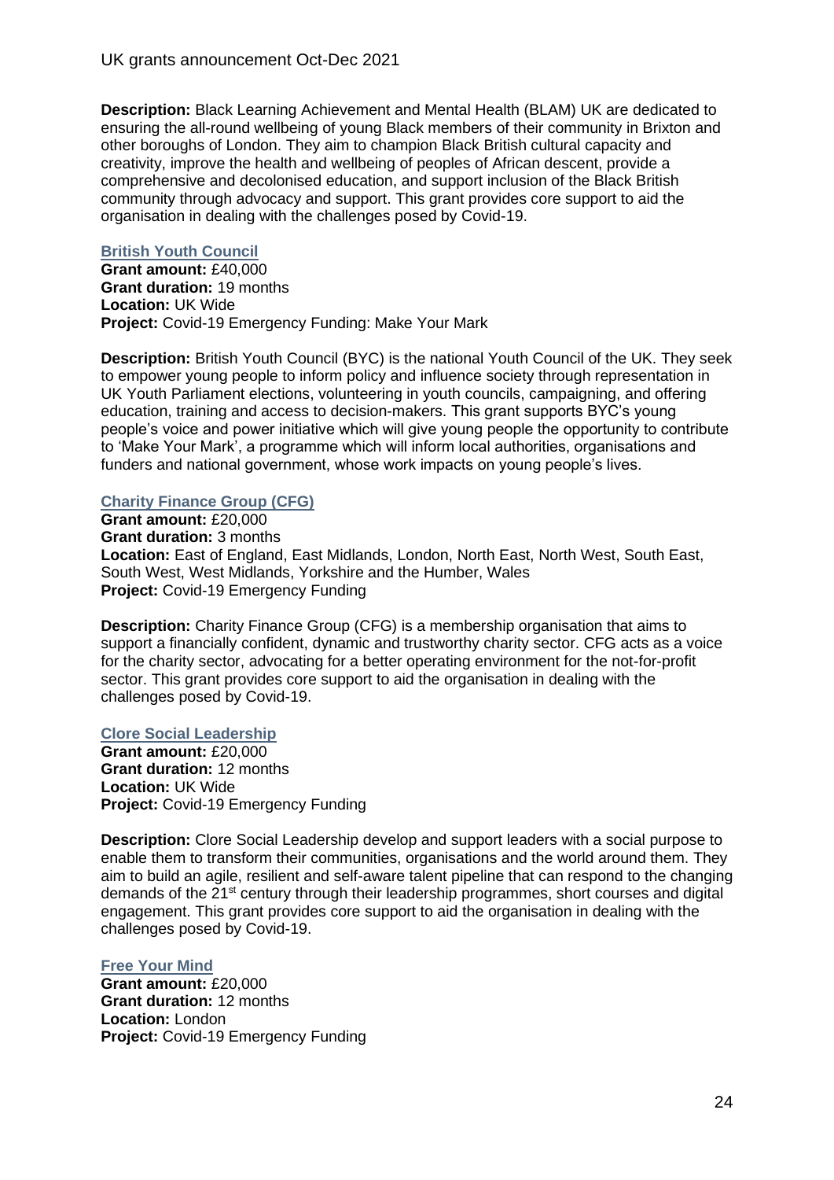**Description:** Black Learning Achievement and Mental Health (BLAM) UK are dedicated to ensuring the all-round wellbeing of young Black members of their community in Brixton and other boroughs of London. They aim to champion Black British cultural capacity and creativity, improve the health and wellbeing of peoples of African descent, provide a comprehensive and decolonised education, and support inclusion of the Black British community through advocacy and support. This grant provides core support to aid the organisation in dealing with the challenges posed by Covid-19.

### British Youth Council

**Grant amount:** £40,000
**Grant duration:** 19 months
**Location:** UK Wide
**Project:** Covid-19 Emergency Funding: Make Your Mark

**Description:** British Youth Council (BYC) is the national Youth Council of the UK. They seek to empower young people to inform policy and influence society through representation in UK Youth Parliament elections, volunteering in youth councils, campaigning, and offering education, training and access to decision-makers. This grant supports BYC's young people's voice and power initiative which will give young people the opportunity to contribute to 'Make Your Mark', a programme which will inform local authorities, organisations and funders and national government, whose work impacts on young people's lives.

### Charity Finance Group (CFG)

**Grant amount:** £20,000
**Grant duration:** 3 months
**Location:** East of England, East Midlands, London, North East, North West, South East, South West, West Midlands, Yorkshire and the Humber, Wales
**Project:** Covid-19 Emergency Funding

**Description:** Charity Finance Group (CFG) is a membership organisation that aims to support a financially confident, dynamic and trustworthy charity sector. CFG acts as a voice for the charity sector, advocating for a better operating environment for the not-for-profit sector. This grant provides core support to aid the organisation in dealing with the challenges posed by Covid-19.

### Clore Social Leadership

**Grant amount:** £20,000
**Grant duration:** 12 months
**Location:** UK Wide
**Project:** Covid-19 Emergency Funding

**Description:** Clore Social Leadership develop and support leaders with a social purpose to enable them to transform their communities, organisations and the world around them. They aim to build an agile, resilient and self-aware talent pipeline that can respond to the changing demands of the 21st century through their leadership programmes, short courses and digital engagement. This grant provides core support to aid the organisation in dealing with the challenges posed by Covid-19.

### Free Your Mind

**Grant amount:** £20,000
**Grant duration:** 12 months
**Location:** London
**Project:** Covid-19 Emergency Funding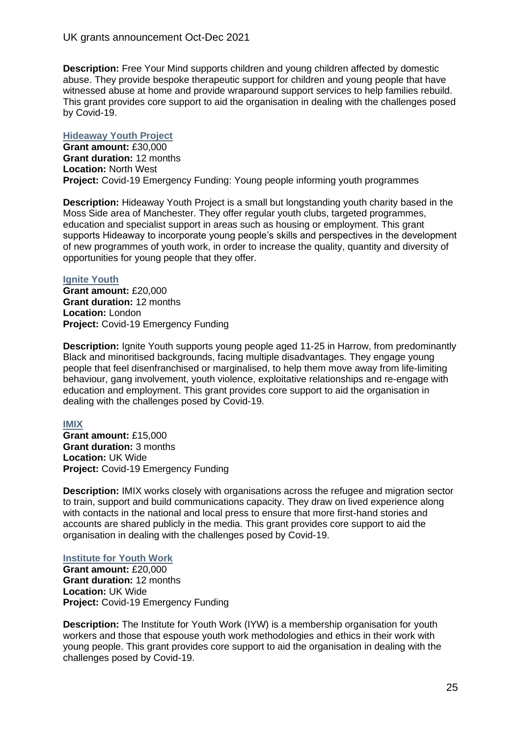**Description:** Free Your Mind supports children and young children affected by domestic abuse. They provide bespoke therapeutic support for children and young people that have witnessed abuse at home and provide wraparound support services to help families rebuild. This grant provides core support to aid the organisation in dealing with the challenges posed by Covid-19.

### Hideaway Youth Project

**Grant amount:** £30,000
**Grant duration:** 12 months
**Location:** North West
**Project:** Covid-19 Emergency Funding: Young people informing youth programmes

**Description:** Hideaway Youth Project is a small but longstanding youth charity based in the Moss Side area of Manchester. They offer regular youth clubs, targeted programmes, education and specialist support in areas such as housing or employment. This grant supports Hideaway to incorporate young people's skills and perspectives in the development of new programmes of youth work, in order to increase the quality, quantity and diversity of opportunities for young people that they offer.

### Ignite Youth

**Grant amount:** £20,000
**Grant duration:** 12 months
**Location:** London
**Project:** Covid-19 Emergency Funding

**Description:** Ignite Youth supports young people aged 11-25 in Harrow, from predominantly Black and minoritised backgrounds, facing multiple disadvantages. They engage young people that feel disenfranchised or marginalised, to help them move away from life-limiting behaviour, gang involvement, youth violence, exploitative relationships and re-engage with education and employment. This grant provides core support to aid the organisation in dealing with the challenges posed by Covid-19.

### IMIX

**Grant amount:** £15,000
**Grant duration:** 3 months
**Location:** UK Wide
**Project:** Covid-19 Emergency Funding

**Description:** IMIX works closely with organisations across the refugee and migration sector to train, support and build communications capacity. They draw on lived experience along with contacts in the national and local press to ensure that more first-hand stories and accounts are shared publicly in the media. This grant provides core support to aid the organisation in dealing with the challenges posed by Covid-19.

### Institute for Youth Work

**Grant amount:** £20,000
**Grant duration:** 12 months
**Location:** UK Wide
**Project:** Covid-19 Emergency Funding

**Description:** The Institute for Youth Work (IYW) is a membership organisation for youth workers and those that espouse youth work methodologies and ethics in their work with young people. This grant provides core support to aid the organisation in dealing with the challenges posed by Covid-19.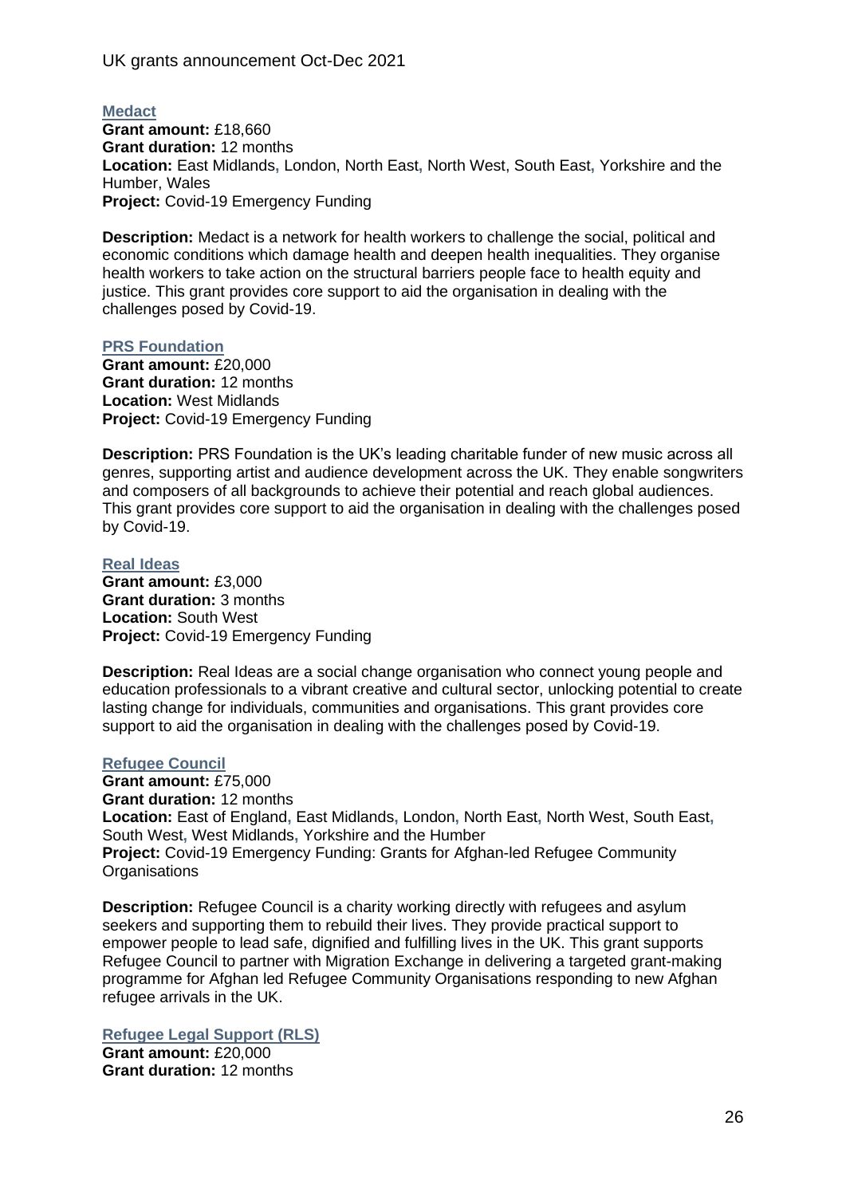### Medact

**Grant amount:** £18,660
**Grant duration:** 12 months
**Location:** East Midlands, London, North East, North West, South East, Yorkshire and the Humber, Wales
**Project:** Covid-19 Emergency Funding

**Description:** Medact is a network for health workers to challenge the social, political and economic conditions which damage health and deepen health inequalities. They organise health workers to take action on the structural barriers people face to health equity and justice. This grant provides core support to aid the organisation in dealing with the challenges posed by Covid-19.

### PRS Foundation

**Grant amount:** £20,000
**Grant duration:** 12 months
**Location:** West Midlands
**Project:** Covid-19 Emergency Funding

**Description:** PRS Foundation is the UK's leading charitable funder of new music across all genres, supporting artist and audience development across the UK. They enable songwriters and composers of all backgrounds to achieve their potential and reach global audiences. This grant provides core support to aid the organisation in dealing with the challenges posed by Covid-19.

### Real Ideas

**Grant amount:** £3,000
**Grant duration:** 3 months
**Location:** South West
**Project:** Covid-19 Emergency Funding

**Description:** Real Ideas are a social change organisation who connect young people and education professionals to a vibrant creative and cultural sector, unlocking potential to create lasting change for individuals, communities and organisations. This grant provides core support to aid the organisation in dealing with the challenges posed by Covid-19.

### Refugee Council

**Grant amount:** £75,000
**Grant duration:** 12 months
**Location:** East of England, East Midlands, London, North East, North West, South East, South West, West Midlands, Yorkshire and the Humber
**Project:** Covid-19 Emergency Funding: Grants for Afghan-led Refugee Community Organisations

**Description:** Refugee Council is a charity working directly with refugees and asylum seekers and supporting them to rebuild their lives. They provide practical support to empower people to lead safe, dignified and fulfilling lives in the UK. This grant supports Refugee Council to partner with Migration Exchange in delivering a targeted grant-making programme for Afghan led Refugee Community Organisations responding to new Afghan refugee arrivals in the UK.

### Refugee Legal Support (RLS)

**Grant amount:** £20,000
**Grant duration:** 12 months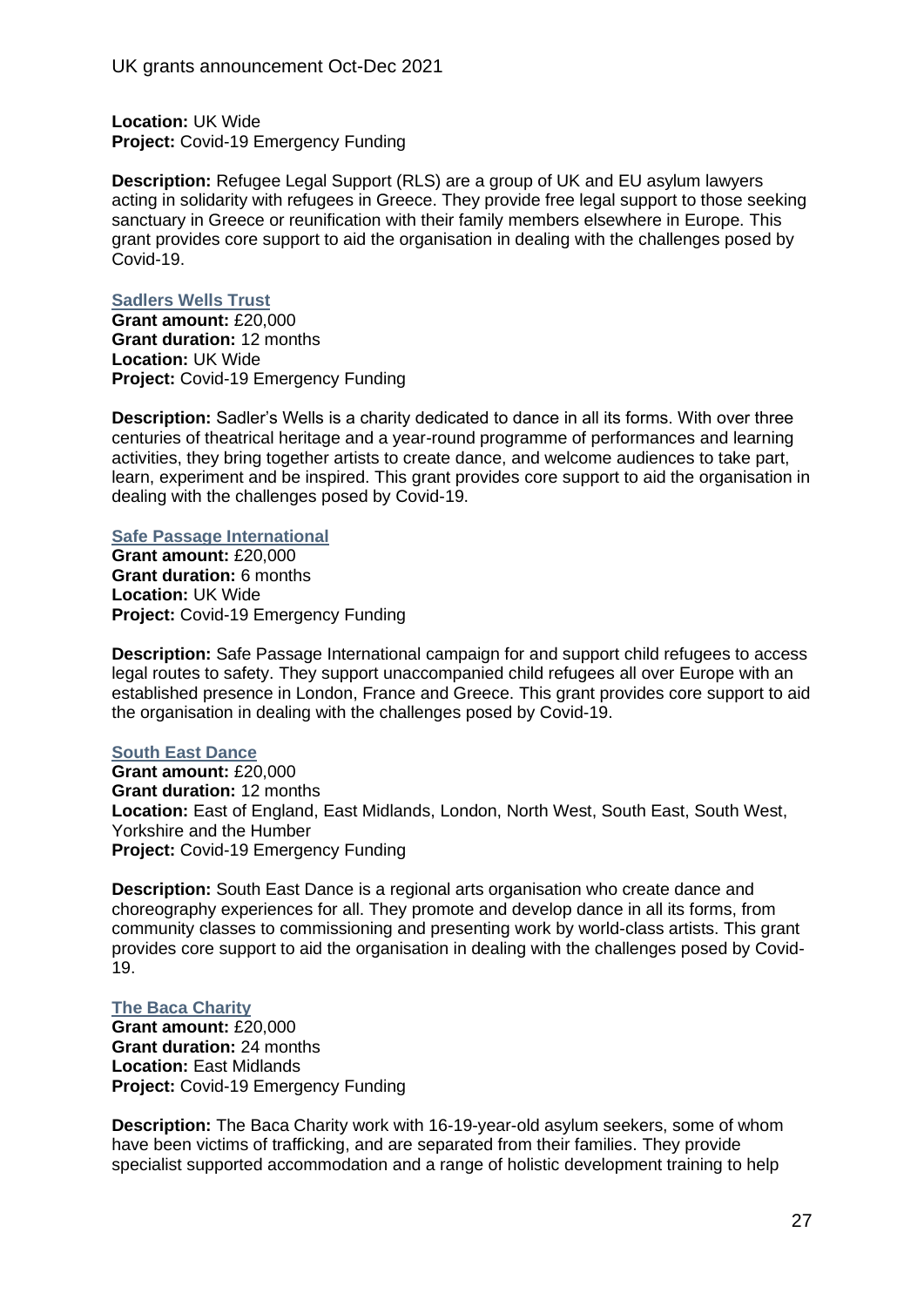**Location:** UK Wide
**Project:** Covid-19 Emergency Funding

**Description:** Refugee Legal Support (RLS) are a group of UK and EU asylum lawyers acting in solidarity with refugees in Greece. They provide free legal support to those seeking sanctuary in Greece or reunification with their family members elsewhere in Europe. This grant provides core support to aid the organisation in dealing with the challenges posed by Covid-19.

### Sadlers Wells Trust

**Grant amount:** £20,000
**Grant duration:** 12 months
**Location:** UK Wide
**Project:** Covid-19 Emergency Funding

**Description:** Sadler's Wells is a charity dedicated to dance in all its forms. With over three centuries of theatrical heritage and a year-round programme of performances and learning activities, they bring together artists to create dance, and welcome audiences to take part, learn, experiment and be inspired. This grant provides core support to aid the organisation in dealing with the challenges posed by Covid-19.

### Safe Passage International

**Grant amount:** £20,000
**Grant duration:** 6 months
**Location:** UK Wide
**Project:** Covid-19 Emergency Funding

**Description:** Safe Passage International campaign for and support child refugees to access legal routes to safety. They support unaccompanied child refugees all over Europe with an established presence in London, France and Greece. This grant provides core support to aid the organisation in dealing with the challenges posed by Covid-19.

### South East Dance

**Grant amount:** £20,000
**Grant duration:** 12 months
**Location:** East of England, East Midlands, London, North West, South East, South West, Yorkshire and the Humber
**Project:** Covid-19 Emergency Funding

**Description:** South East Dance is a regional arts organisation who create dance and choreography experiences for all. They promote and develop dance in all its forms, from community classes to commissioning and presenting work by world-class artists. This grant provides core support to aid the organisation in dealing with the challenges posed by Covid-19.

### The Baca Charity

**Grant amount:** £20,000
**Grant duration:** 24 months
**Location:** East Midlands
**Project:** Covid-19 Emergency Funding

**Description:** The Baca Charity work with 16-19-year-old asylum seekers, some of whom have been victims of trafficking, and are separated from their families. They provide specialist supported accommodation and a range of holistic development training to help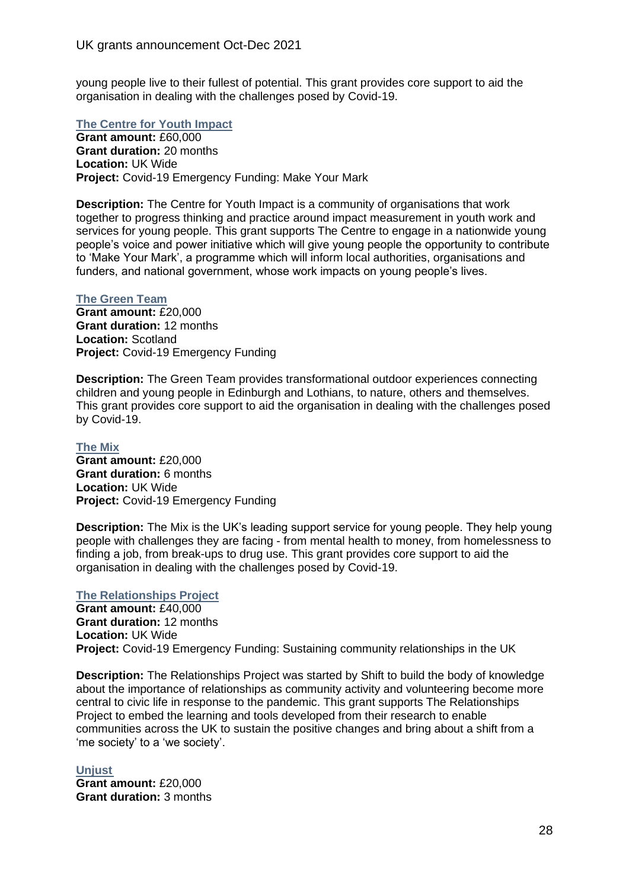young people live to their fullest of potential. This grant provides core support to aid the organisation in dealing with the challenges posed by Covid-19.

### The Centre for Youth Impact

**Grant amount:** £60,000
**Grant duration:** 20 months
**Location:** UK Wide
**Project:** Covid-19 Emergency Funding: Make Your Mark

**Description:** The Centre for Youth Impact is a community of organisations that work together to progress thinking and practice around impact measurement in youth work and services for young people. This grant supports The Centre to engage in a nationwide young people's voice and power initiative which will give young people the opportunity to contribute to 'Make Your Mark', a programme which will inform local authorities, organisations and funders, and national government, whose work impacts on young people's lives.

### The Green Team

**Grant amount:** £20,000
**Grant duration:** 12 months
**Location:** Scotland
**Project:** Covid-19 Emergency Funding

**Description:** The Green Team provides transformational outdoor experiences connecting children and young people in Edinburgh and Lothians, to nature, others and themselves. This grant provides core support to aid the organisation in dealing with the challenges posed by Covid-19.

### The Mix

**Grant amount:** £20,000
**Grant duration:** 6 months
**Location:** UK Wide
**Project:** Covid-19 Emergency Funding

**Description:** The Mix is the UK's leading support service for young people. They help young people with challenges they are facing - from mental health to money, from homelessness to finding a job, from break-ups to drug use. This grant provides core support to aid the organisation in dealing with the challenges posed by Covid-19.

### The Relationships Project

**Grant amount:** £40,000
**Grant duration:** 12 months
**Location:** UK Wide
**Project:** Covid-19 Emergency Funding: Sustaining community relationships in the UK

**Description:** The Relationships Project was started by Shift to build the body of knowledge about the importance of relationships as community activity and volunteering become more central to civic life in response to the pandemic. This grant supports The Relationships Project to embed the learning and tools developed from their research to enable communities across the UK to sustain the positive changes and bring about a shift from a 'me society' to a 'we society'.

### Unjust

**Grant amount:** £20,000
**Grant duration:** 3 months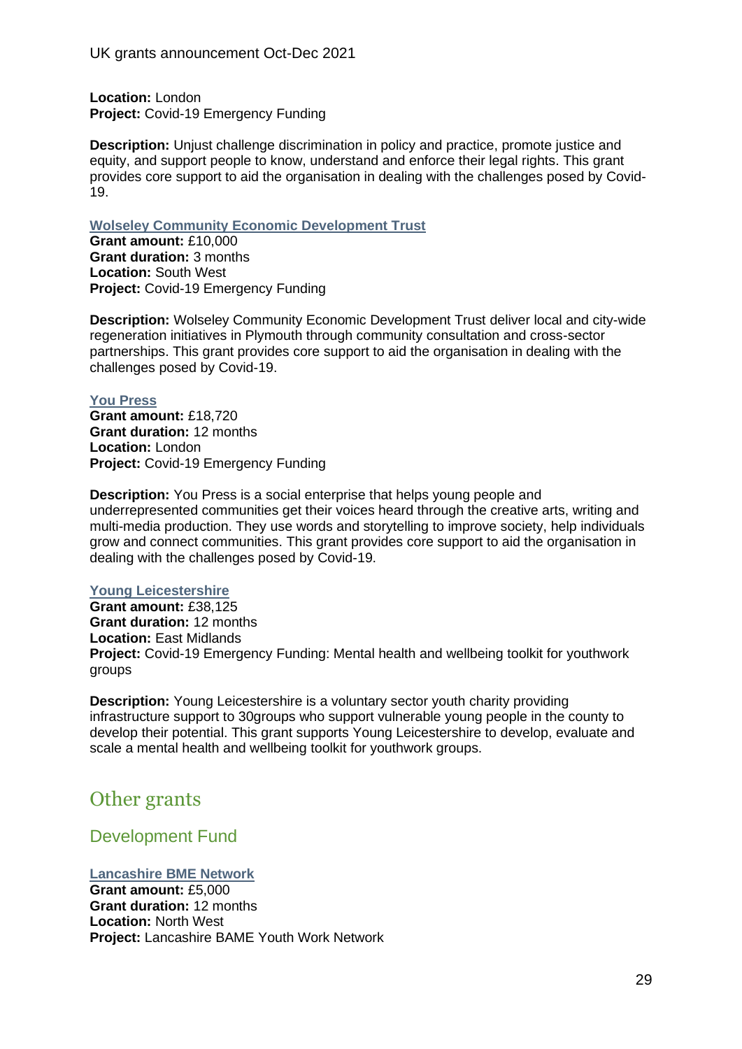**Location:** London
**Project:** Covid-19 Emergency Funding

**Description:** Unjust challenge discrimination in policy and practice, promote justice and equity, and support people to know, understand and enforce their legal rights. This grant provides core support to aid the organisation in dealing with the challenges posed by Covid-19.

**Wolseley Community Economic Development Trust**
**Grant amount:** £10,000
**Grant duration:** 3 months
**Location:** South West
**Project:** Covid-19 Emergency Funding

**Description:** Wolseley Community Economic Development Trust deliver local and city-wide regeneration initiatives in Plymouth through community consultation and cross-sector partnerships. This grant provides core support to aid the organisation in dealing with the challenges posed by Covid-19.

**You Press**
**Grant amount:** £18,720
**Grant duration:** 12 months
**Location:** London
**Project:** Covid-19 Emergency Funding

**Description:** You Press is a social enterprise that helps young people and underrepresented communities get their voices heard through the creative arts, writing and multi-media production. They use words and storytelling to improve society, help individuals grow and connect communities. This grant provides core support to aid the organisation in dealing with the challenges posed by Covid-19.

**Young Leicestershire**
**Grant amount:** £38,125
**Grant duration:** 12 months
**Location:** East Midlands
**Project:** Covid-19 Emergency Funding: Mental health and wellbeing toolkit for youthwork groups

**Description:** Young Leicestershire is a voluntary sector youth charity providing infrastructure support to 30groups who support vulnerable young people in the county to develop their potential. This grant supports Young Leicestershire to develop, evaluate and scale a mental health and wellbeing toolkit for youthwork groups.

# Other grants

## Development Fund

**Lancashire BME Network**
**Grant amount:** £5,000
**Grant duration:** 12 months
**Location:** North West
**Project:** Lancashire BAME Youth Work Network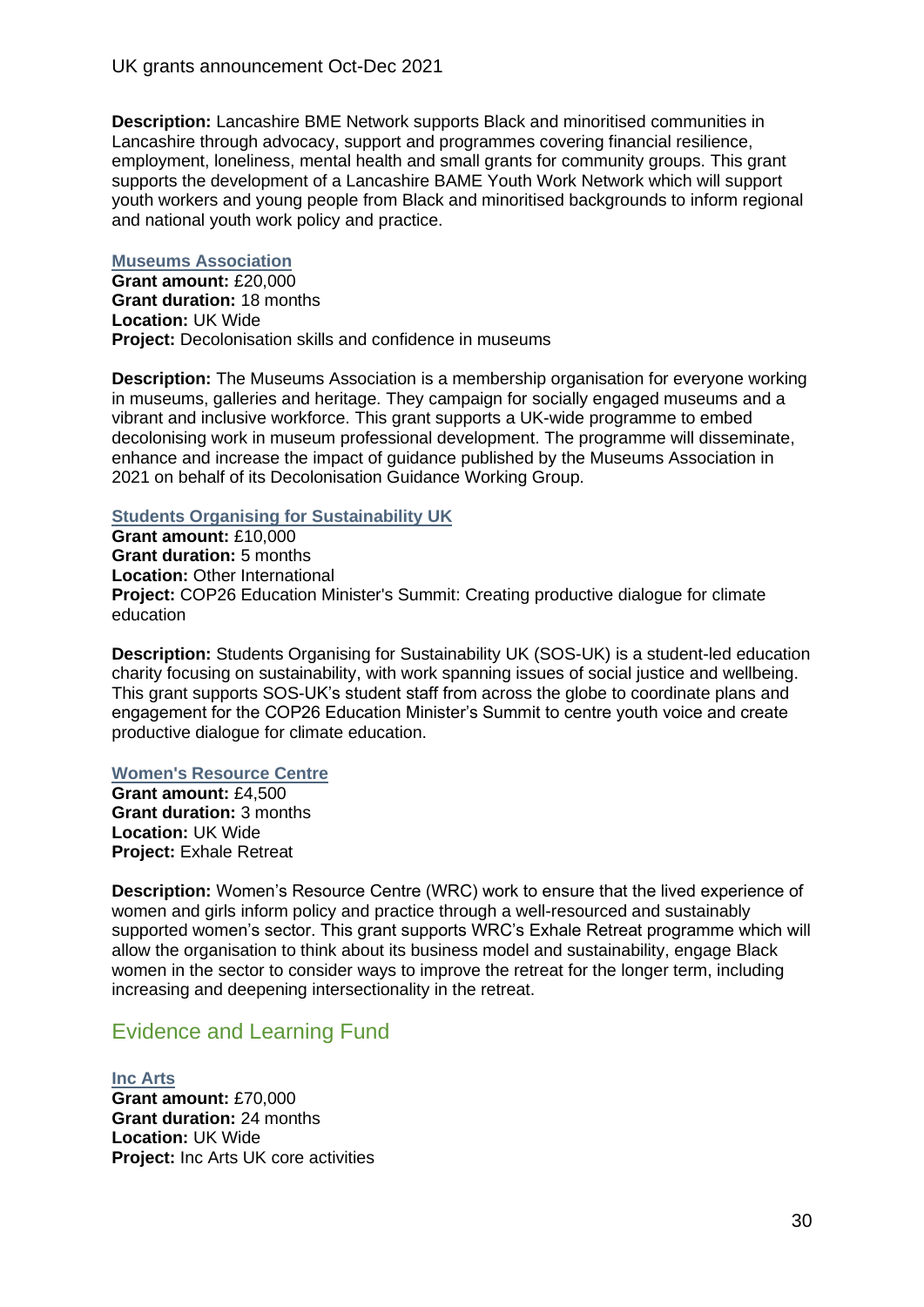**Description:** Lancashire BME Network supports Black and minoritised communities in Lancashire through advocacy, support and programmes covering financial resilience, employment, loneliness, mental health and small grants for community groups. This grant supports the development of a Lancashire BAME Youth Work Network which will support youth workers and young people from Black and minoritised backgrounds to inform regional and national youth work policy and practice.

### Museums Association

**Grant amount:** £20,000
**Grant duration:** 18 months
**Location:** UK Wide
**Project:** Decolonisation skills and confidence in museums

**Description:** The Museums Association is a membership organisation for everyone working in museums, galleries and heritage. They campaign for socially engaged museums and a vibrant and inclusive workforce. This grant supports a UK-wide programme to embed decolonising work in museum professional development. The programme will disseminate, enhance and increase the impact of guidance published by the Museums Association in 2021 on behalf of its Decolonisation Guidance Working Group.

### Students Organising for Sustainability UK

**Grant amount:** £10,000
**Grant duration:** 5 months
**Location:** Other International
**Project:** COP26 Education Minister's Summit: Creating productive dialogue for climate education

**Description:** Students Organising for Sustainability UK (SOS-UK) is a student-led education charity focusing on sustainability, with work spanning issues of social justice and wellbeing. This grant supports SOS-UK's student staff from across the globe to coordinate plans and engagement for the COP26 Education Minister's Summit to centre youth voice and create productive dialogue for climate education.

### Women's Resource Centre

**Grant amount:** £4,500
**Grant duration:** 3 months
**Location:** UK Wide
**Project:** Exhale Retreat

**Description:** Women's Resource Centre (WRC) work to ensure that the lived experience of women and girls inform policy and practice through a well-resourced and sustainably supported women's sector. This grant supports WRC's Exhale Retreat programme which will allow the organisation to think about its business model and sustainability, engage Black women in the sector to consider ways to improve the retreat for the longer term, including increasing and deepening intersectionality in the retreat.

## Evidence and Learning Fund

### Inc Arts

**Grant amount:** £70,000
**Grant duration:** 24 months
**Location:** UK Wide
**Project:** Inc Arts UK core activities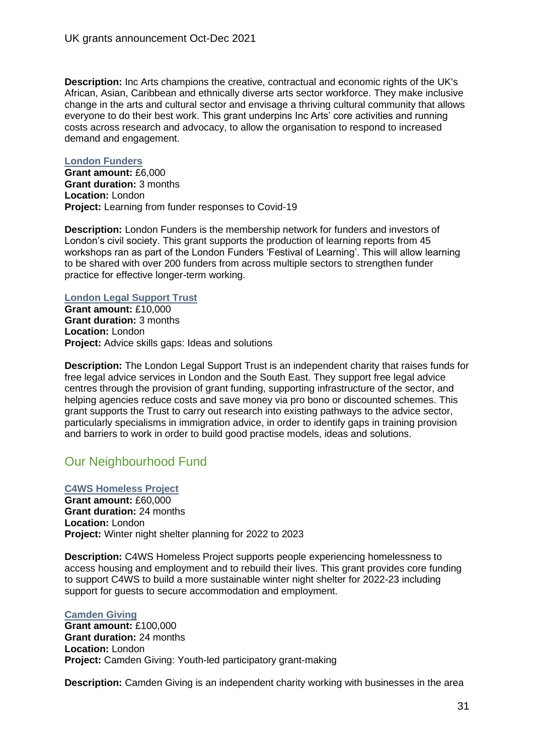**Description:** Inc Arts champions the creative, contractual and economic rights of the UK's African, Asian, Caribbean and ethnically diverse arts sector workforce. They make inclusive change in the arts and cultural sector and envisage a thriving cultural community that allows everyone to do their best work. This grant underpins Inc Arts' core activities and running costs across research and advocacy, to allow the organisation to respond to increased demand and engagement.

### London Funders

**Grant amount:** £6,000
**Grant duration:** 3 months
**Location:** London
**Project:** Learning from funder responses to Covid-19

**Description:** London Funders is the membership network for funders and investors of London's civil society. This grant supports the production of learning reports from 45 workshops ran as part of the London Funders 'Festival of Learning'. This will allow learning to be shared with over 200 funders from across multiple sectors to strengthen funder practice for effective longer-term working.

### London Legal Support Trust

**Grant amount:** £10,000
**Grant duration:** 3 months
**Location:** London
**Project:** Advice skills gaps: Ideas and solutions

**Description:** The London Legal Support Trust is an independent charity that raises funds for free legal advice services in London and the South East. They support free legal advice centres through the provision of grant funding, supporting infrastructure of the sector, and helping agencies reduce costs and save money via pro bono or discounted schemes. This grant supports the Trust to carry out research into existing pathways to the advice sector, particularly specialisms in immigration advice, in order to identify gaps in training provision and barriers to work in order to build good practise models, ideas and solutions.

## Our Neighbourhood Fund

### C4WS Homeless Project

**Grant amount:** £60,000
**Grant duration:** 24 months
**Location:** London
**Project:** Winter night shelter planning for 2022 to 2023

**Description:** C4WS Homeless Project supports people experiencing homelessness to access housing and employment and to rebuild their lives. This grant provides core funding to support C4WS to build a more sustainable winter night shelter for 2022-23 including support for guests to secure accommodation and employment.

### Camden Giving

**Grant amount:** £100,000
**Grant duration:** 24 months
**Location:** London
**Project:** Camden Giving: Youth-led participatory grant-making

**Description:** Camden Giving is an independent charity working with businesses in the area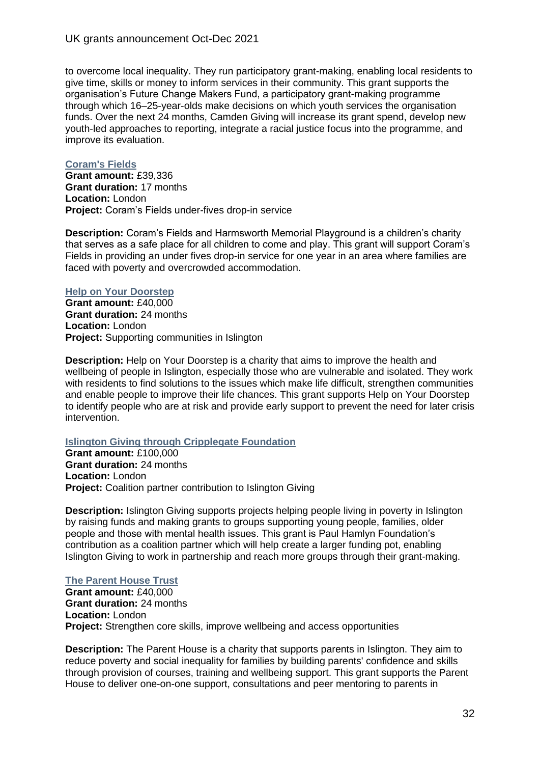to overcome local inequality. They run participatory grant-making, enabling local residents to give time, skills or money to inform services in their community. This grant supports the organisation's Future Change Makers Fund, a participatory grant-making programme through which 16–25-year-olds make decisions on which youth services the organisation funds. Over the next 24 months, Camden Giving will increase its grant spend, develop new youth-led approaches to reporting, integrate a racial justice focus into the programme, and improve its evaluation.

### Coram's Fields

**Grant amount:** £39,336
**Grant duration:** 17 months
**Location:** London
**Project:** Coram's Fields under-fives drop-in service

**Description:** Coram's Fields and Harmsworth Memorial Playground is a children's charity that serves as a safe place for all children to come and play. This grant will support Coram's Fields in providing an under fives drop-in service for one year in an area where families are faced with poverty and overcrowded accommodation.

### Help on Your Doorstep

**Grant amount:** £40,000
**Grant duration:** 24 months
**Location:** London
**Project:** Supporting communities in Islington

**Description:** Help on Your Doorstep is a charity that aims to improve the health and wellbeing of people in Islington, especially those who are vulnerable and isolated. They work with residents to find solutions to the issues which make life difficult, strengthen communities and enable people to improve their life chances. This grant supports Help on Your Doorstep to identify people who are at risk and provide early support to prevent the need for later crisis intervention.

### Islington Giving through Cripplegate Foundation

**Grant amount:** £100,000
**Grant duration:** 24 months
**Location:** London
**Project:** Coalition partner contribution to Islington Giving

**Description:** Islington Giving supports projects helping people living in poverty in Islington by raising funds and making grants to groups supporting young people, families, older people and those with mental health issues. This grant is Paul Hamlyn Foundation's contribution as a coalition partner which will help create a larger funding pot, enabling Islington Giving to work in partnership and reach more groups through their grant-making.

### The Parent House Trust

**Grant amount:** £40,000
**Grant duration:** 24 months
**Location:** London
**Project:** Strengthen core skills, improve wellbeing and access opportunities

**Description:** The Parent House is a charity that supports parents in Islington. They aim to reduce poverty and social inequality for families by building parents' confidence and skills through provision of courses, training and wellbeing support. This grant supports the Parent House to deliver one-on-one support, consultations and peer mentoring to parents in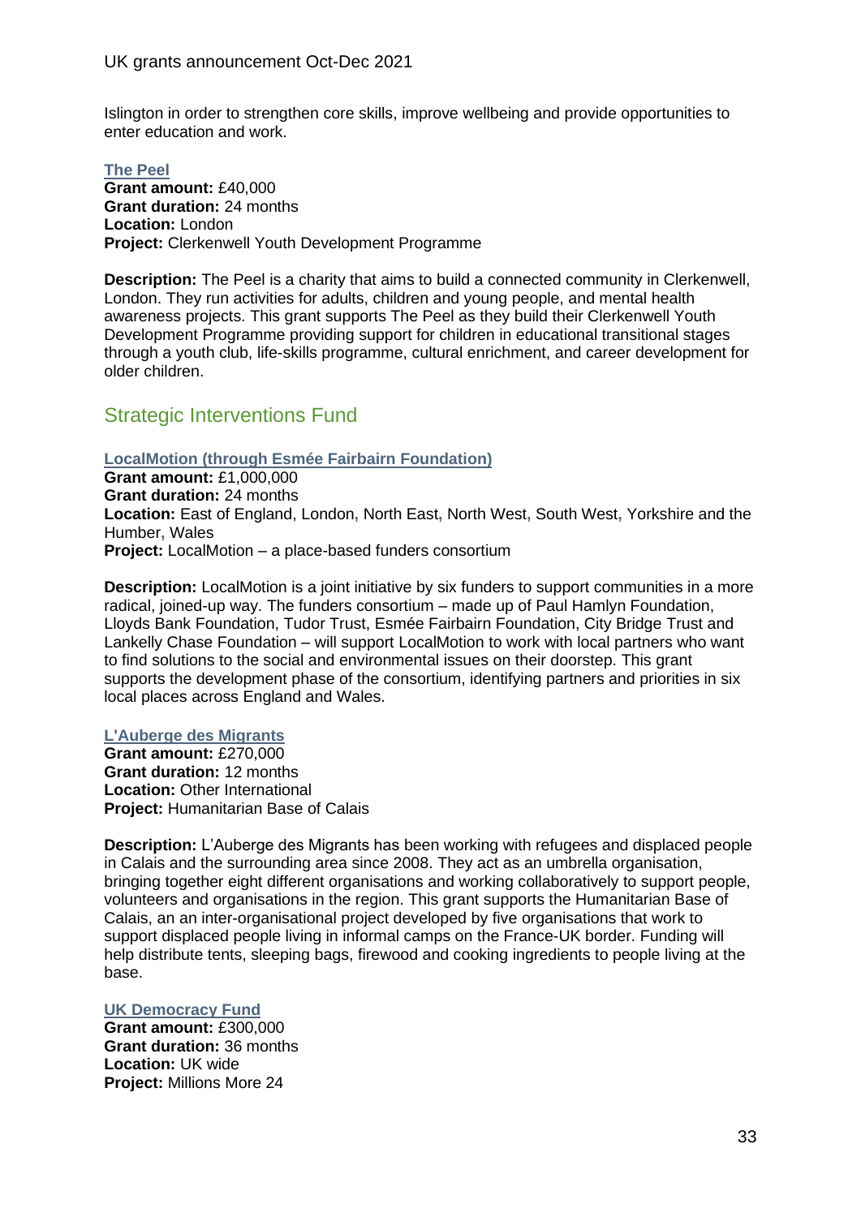Islington in order to strengthen core skills, improve wellbeing and provide opportunities to enter education and work.

**The Peel**
**Grant amount:** £40,000
**Grant duration:** 24 months
**Location:** London
**Project:** Clerkenwell Youth Development Programme

**Description:** The Peel is a charity that aims to build a connected community in Clerkenwell, London. They run activities for adults, children and young people, and mental health awareness projects. This grant supports The Peel as they build their Clerkenwell Youth Development Programme providing support for children in educational transitional stages through a youth club, life-skills programme, cultural enrichment, and career development for older children.

## Strategic Interventions Fund

**LocalMotion (through Esmée Fairbairn Foundation)**
**Grant amount:** £1,000,000
**Grant duration:** 24 months
**Location:** East of England, London, North East, North West, South West, Yorkshire and the Humber, Wales
**Project:** LocalMotion – a place-based funders consortium

**Description:** LocalMotion is a joint initiative by six funders to support communities in a more radical, joined-up way. The funders consortium – made up of Paul Hamlyn Foundation, Lloyds Bank Foundation, Tudor Trust, Esmée Fairbairn Foundation, City Bridge Trust and Lankelly Chase Foundation – will support LocalMotion to work with local partners who want to find solutions to the social and environmental issues on their doorstep. This grant supports the development phase of the consortium, identifying partners and priorities in six local places across England and Wales.

**L'Auberge des Migrants**
**Grant amount:** £270,000
**Grant duration:** 12 months
**Location:** Other International
**Project:** Humanitarian Base of Calais

**Description:** L'Auberge des Migrants has been working with refugees and displaced people in Calais and the surrounding area since 2008. They act as an umbrella organisation, bringing together eight different organisations and working collaboratively to support people, volunteers and organisations in the region. This grant supports the Humanitarian Base of Calais, an an inter-organisational project developed by five organisations that work to support displaced people living in informal camps on the France-UK border. Funding will help distribute tents, sleeping bags, firewood and cooking ingredients to people living at the base.

**UK Democracy Fund**
**Grant amount:** £300,000
**Grant duration:** 36 months
**Location:** UK wide
**Project:** Millions More 24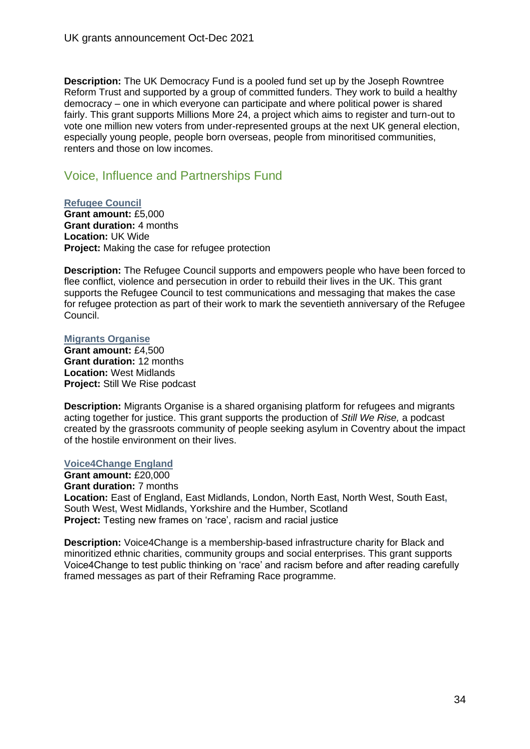**Description:** The UK Democracy Fund is a pooled fund set up by the Joseph Rowntree Reform Trust and supported by a group of committed funders. They work to build a healthy democracy – one in which everyone can participate and where political power is shared fairly. This grant supports Millions More 24, a project which aims to register and turn-out to vote one million new voters from under-represented groups at the next UK general election, especially young people, people born overseas, people from minoritised communities, renters and those on low incomes.

## Voice, Influence and Partnerships Fund

**Refugee Council**
**Grant amount:** £5,000
**Grant duration:** 4 months
**Location:** UK Wide
**Project:** Making the case for refugee protection

**Description:** The Refugee Council supports and empowers people who have been forced to flee conflict, violence and persecution in order to rebuild their lives in the UK. This grant supports the Refugee Council to test communications and messaging that makes the case for refugee protection as part of their work to mark the seventieth anniversary of the Refugee Council.

**Migrants Organise**
**Grant amount:** £4,500
**Grant duration:** 12 months
**Location:** West Midlands
**Project:** Still We Rise podcast

**Description:** Migrants Organise is a shared organising platform for refugees and migrants acting together for justice. This grant supports the production of *Still We Rise,* a podcast created by the grassroots community of people seeking asylum in Coventry about the impact of the hostile environment on their lives.

**Voice4Change England**
**Grant amount:** £20,000
**Grant duration:** 7 months
**Location:** East of England, East Midlands, London, North East, North West, South East, South West, West Midlands, Yorkshire and the Humber, Scotland
**Project:** Testing new frames on 'race', racism and racial justice

**Description:** Voice4Change is a membership-based infrastructure charity for Black and minoritized ethnic charities, community groups and social enterprises. This grant supports Voice4Change to test public thinking on 'race' and racism before and after reading carefully framed messages as part of their Reframing Race programme.